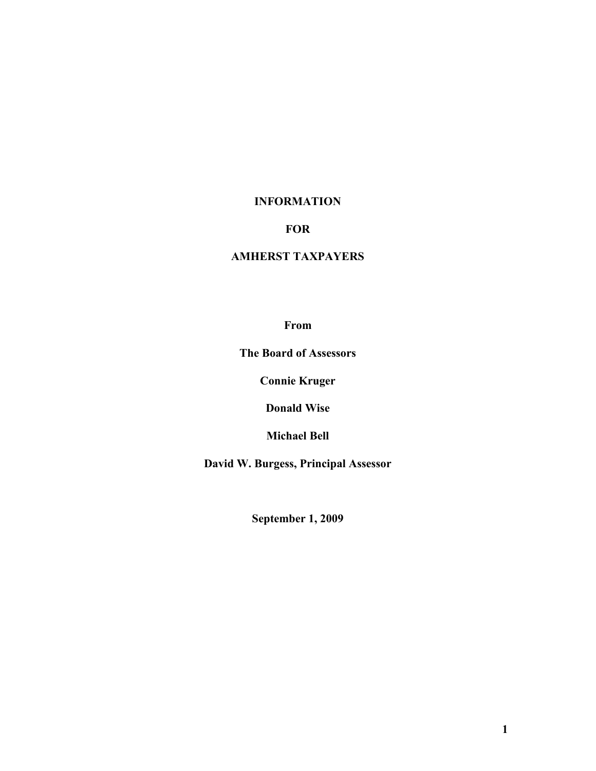# INFORMATION

# FOR

# AMHERST TAXPAYERS

**From**

**The Board of Assessors**

**Connie Kruger**

**Donald Wise**

**Michael Bell**

**David W. Burgess, Principal Assessor**

**September 1, 2009**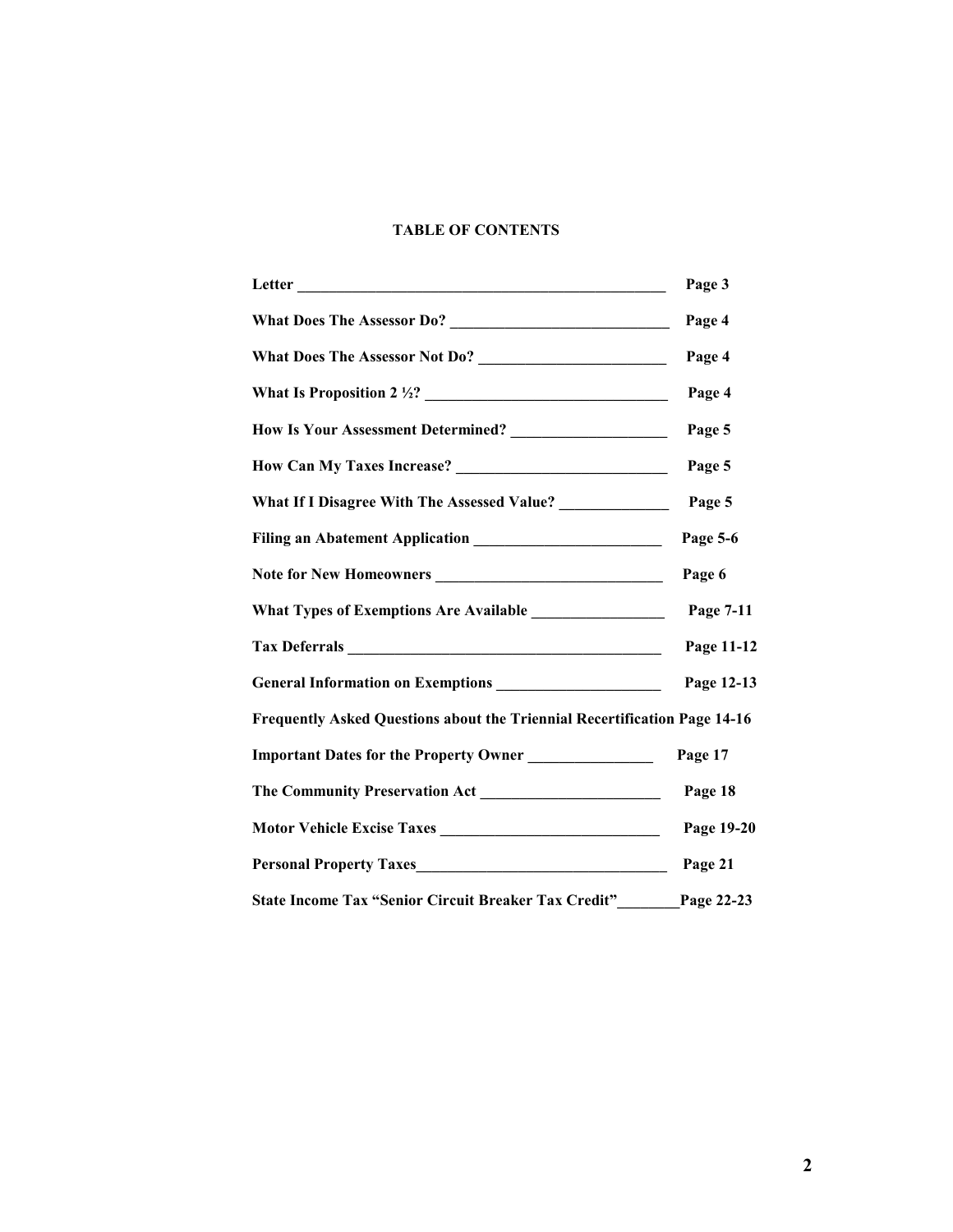## TABLE OF CONTENTS

| Section | Page |
| --- | --- |
| Letter | Page 3 |
| What Does The Assessor Do? | Page 4 |
| What Does The Assessor Not Do? | Page 4 |
| What Is Proposition 2 ½? | Page 4 |
| How Is Your Assessment Determined? | Page 5 |
| How Can My Taxes Increase? | Page 5 |
| What If I Disagree With The Assessed Value? | Page 5 |
| Filing an Abatement Application | Page 5-6 |
| Note for New Homeowners | Page 6 |
| What Types of Exemptions Are Available | Page 7-11 |
| Tax Deferrals | Page 11-12 |
| General Information on Exemptions | Page 12-13 |
| Frequently Asked Questions about the Triennial Recertification | Page 14-16 |
| Important Dates for the Property Owner | Page 17 |
| The Community Preservation Act | Page 18 |
| Motor Vehicle Excise Taxes | Page 19-20 |
| Personal Property Taxes | Page 21 |
| State Income Tax "Senior Circuit Breaker Tax Credit" | Page 22-23 |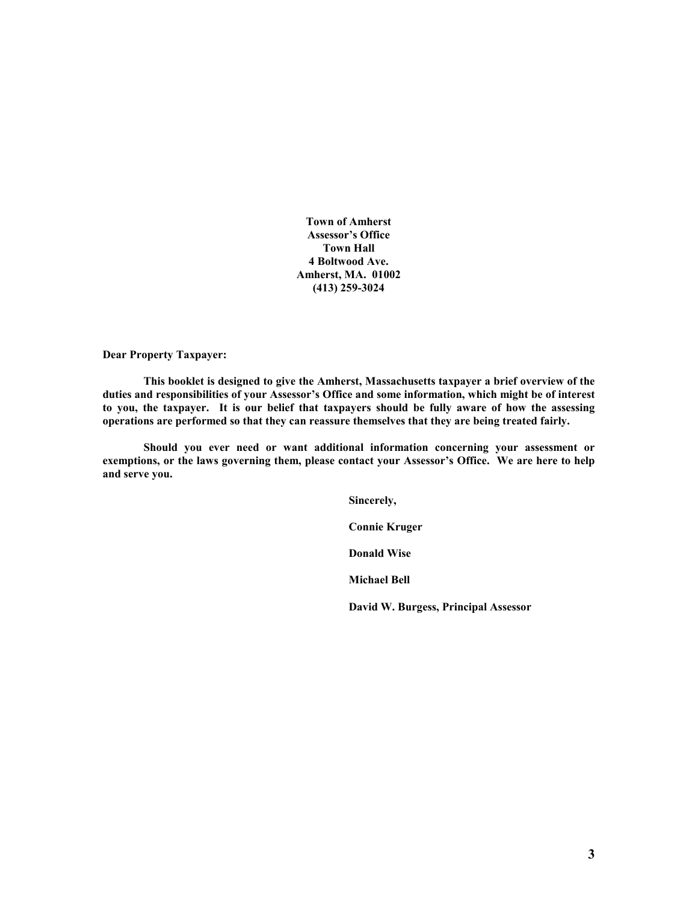**Town of Amherst**
**Assessor's Office**
**Town Hall**
**4 Boltwood Ave.**
**Amherst, MA. 01002**
**(413) 259-3024**

**Dear Property Taxpayer:**

**This booklet is designed to give the Amherst, Massachusetts taxpayer a brief overview of the duties and responsibilities of your Assessor's Office and some information, which might be of interest to you, the taxpayer. It is our belief that taxpayers should be fully aware of how the assessing operations are performed so that they can reassure themselves that they are being treated fairly.**

**Should you ever need or want additional information concerning your assessment or exemptions, or the laws governing them, please contact your Assessor's Office. We are here to help and serve you.**

**Sincerely,**

**Connie Kruger**

**Donald Wise**

**Michael Bell**

**David W. Burgess, Principal Assessor**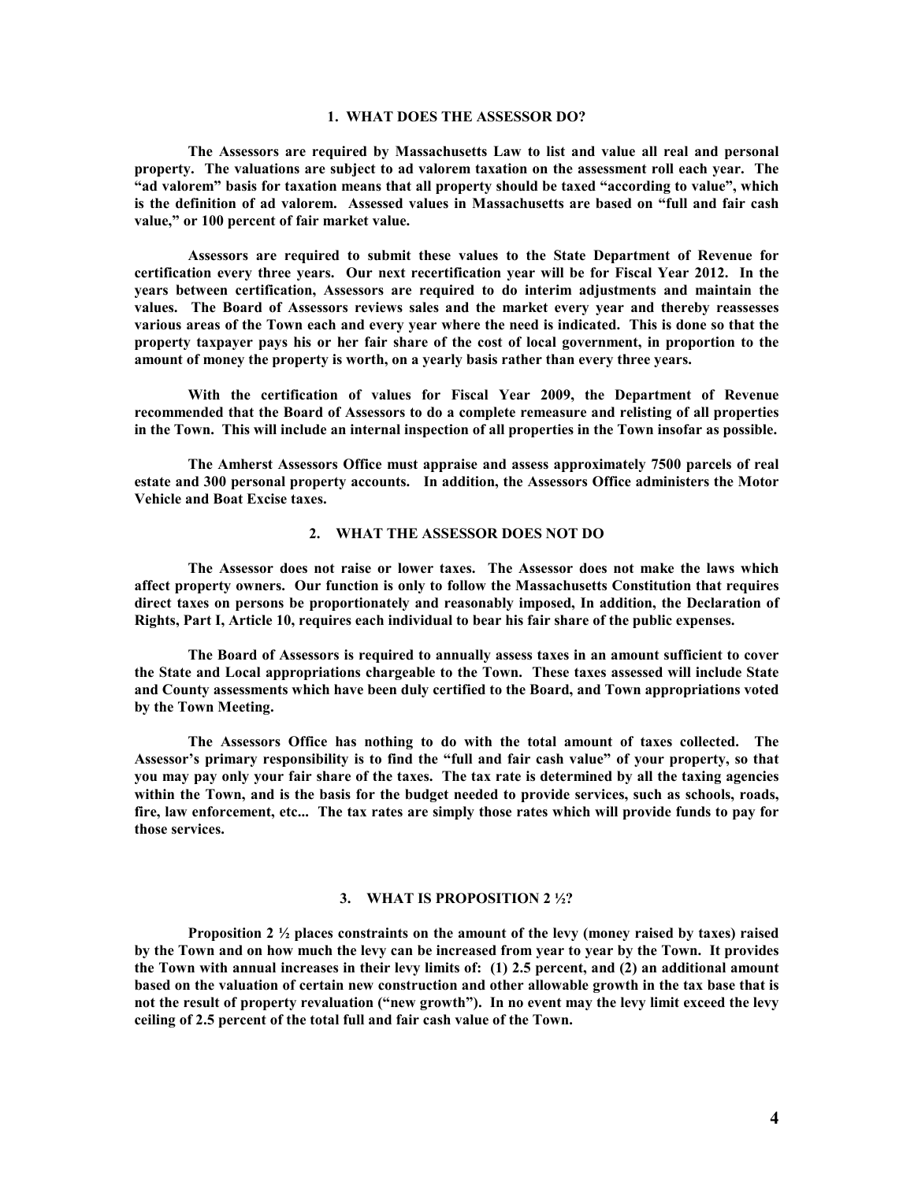## 1. WHAT DOES THE ASSESSOR DO?

**The Assessors are required by Massachusetts Law to list and value all real and personal property. The valuations are subject to ad valorem taxation on the assessment roll each year. The "ad valorem" basis for taxation means that all property should be taxed "according to value", which is the definition of ad valorem. Assessed values in Massachusetts are based on "full and fair cash value," or 100 percent of fair market value.**

**Assessors are required to submit these values to the State Department of Revenue for certification every three years. Our next recertification year will be for Fiscal Year 2012. In the years between certification, Assessors are required to do interim adjustments and maintain the values. The Board of Assessors reviews sales and the market every year and thereby reassesses various areas of the Town each and every year where the need is indicated. This is done so that the property taxpayer pays his or her fair share of the cost of local government, in proportion to the amount of money the property is worth, on a yearly basis rather than every three years.**

**With the certification of values for Fiscal Year 2009, the Department of Revenue recommended that the Board of Assessors to do a complete remeasure and relisting of all properties in the Town. This will include an internal inspection of all properties in the Town insofar as possible.**

**The Amherst Assessors Office must appraise and assess approximately 7500 parcels of real estate and 300 personal property accounts. In addition, the Assessors Office administers the Motor Vehicle and Boat Excise taxes.**

## 2. WHAT THE ASSESSOR DOES NOT DO

**The Assessor does not raise or lower taxes. The Assessor does not make the laws which affect property owners. Our function is only to follow the Massachusetts Constitution that requires direct taxes on persons be proportionately and reasonably imposed, In addition, the Declaration of Rights, Part I, Article 10, requires each individual to bear his fair share of the public expenses.**

**The Board of Assessors is required to annually assess taxes in an amount sufficient to cover the State and Local appropriations chargeable to the Town. These taxes assessed will include State and County assessments which have been duly certified to the Board, and Town appropriations voted by the Town Meeting.**

**The Assessors Office has nothing to do with the total amount of taxes collected. The Assessor's primary responsibility is to find the "full and fair cash value" of your property, so that you may pay only your fair share of the taxes. The tax rate is determined by all the taxing agencies within the Town, and is the basis for the budget needed to provide services, such as schools, roads, fire, law enforcement, etc... The tax rates are simply those rates which will provide funds to pay for those services.**

## 3. WHAT IS PROPOSITION 2 ½?

**Proposition 2 ½ places constraints on the amount of the levy (money raised by taxes) raised by the Town and on how much the levy can be increased from year to year by the Town. It provides the Town with annual increases in their levy limits of: (1) 2.5 percent, and (2) an additional amount based on the valuation of certain new construction and other allowable growth in the tax base that is not the result of property revaluation ("new growth"). In no event may the levy limit exceed the levy ceiling of 2.5 percent of the total full and fair cash value of the Town.**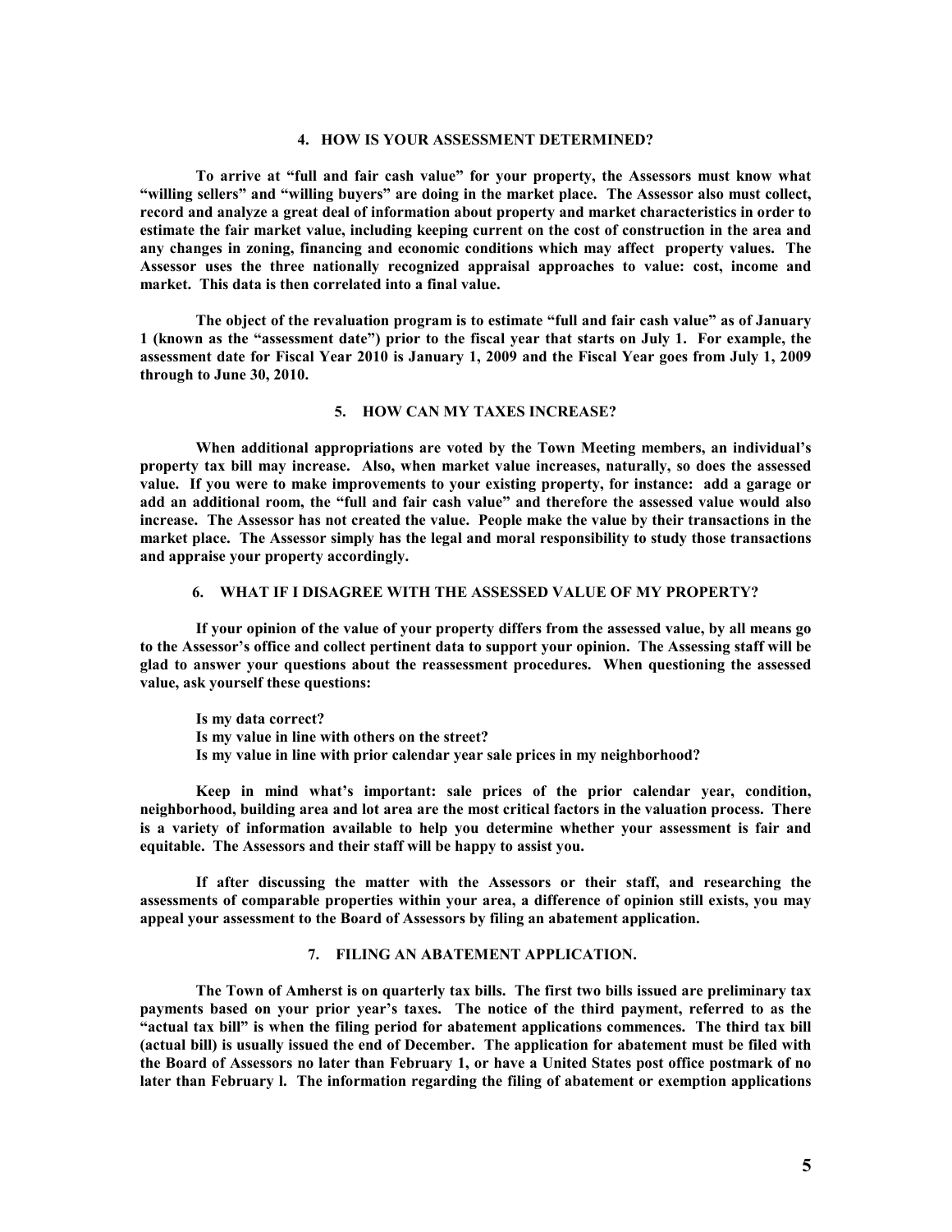### 4. HOW IS YOUR ASSESSMENT DETERMINED?

**To arrive at "full and fair cash value" for your property, the Assessors must know what "willing sellers" and "willing buyers" are doing in the market place. The Assessor also must collect, record and analyze a great deal of information about property and market characteristics in order to estimate the fair market value, including keeping current on the cost of construction in the area and any changes in zoning, financing and economic conditions which may affect property values. The Assessor uses the three nationally recognized appraisal approaches to value: cost, income and market. This data is then correlated into a final value.**

**The object of the revaluation program is to estimate "full and fair cash value" as of January 1 (known as the "assessment date") prior to the fiscal year that starts on July 1. For example, the assessment date for Fiscal Year 2010 is January 1, 2009 and the Fiscal Year goes from July 1, 2009 through to June 30, 2010.**

### 5. HOW CAN MY TAXES INCREASE?

**When additional appropriations are voted by the Town Meeting members, an individual's property tax bill may increase. Also, when market value increases, naturally, so does the assessed value. If you were to make improvements to your existing property, for instance: add a garage or add an additional room, the "full and fair cash value" and therefore the assessed value would also increase. The Assessor has not created the value. People make the value by their transactions in the market place. The Assessor simply has the legal and moral responsibility to study those transactions and appraise your property accordingly.**

### 6. WHAT IF I DISAGREE WITH THE ASSESSED VALUE OF MY PROPERTY?

**If your opinion of the value of your property differs from the assessed value, by all means go to the Assessor's office and collect pertinent data to support your opinion. The Assessing staff will be glad to answer your questions about the reassessment procedures. When questioning the assessed value, ask yourself these questions:**

**Is my data correct?**
**Is my value in line with others on the street?**
**Is my value in line with prior calendar year sale prices in my neighborhood?**

**Keep in mind what's important: sale prices of the prior calendar year, condition, neighborhood, building area and lot area are the most critical factors in the valuation process. There is a variety of information available to help you determine whether your assessment is fair and equitable. The Assessors and their staff will be happy to assist you.**

**If after discussing the matter with the Assessors or their staff, and researching the assessments of comparable properties within your area, a difference of opinion still exists, you may appeal your assessment to the Board of Assessors by filing an abatement application.**

### 7. FILING AN ABATEMENT APPLICATION.

**The Town of Amherst is on quarterly tax bills. The first two bills issued are preliminary tax payments based on your prior year's taxes. The notice of the third payment, referred to as the "actual tax bill" is when the filing period for abatement applications commences. The third tax bill (actual bill) is usually issued the end of December. The application for abatement must be filed with the Board of Assessors no later than February 1, or have a United States post office postmark of no later than February l. The information regarding the filing of abatement or exemption applications**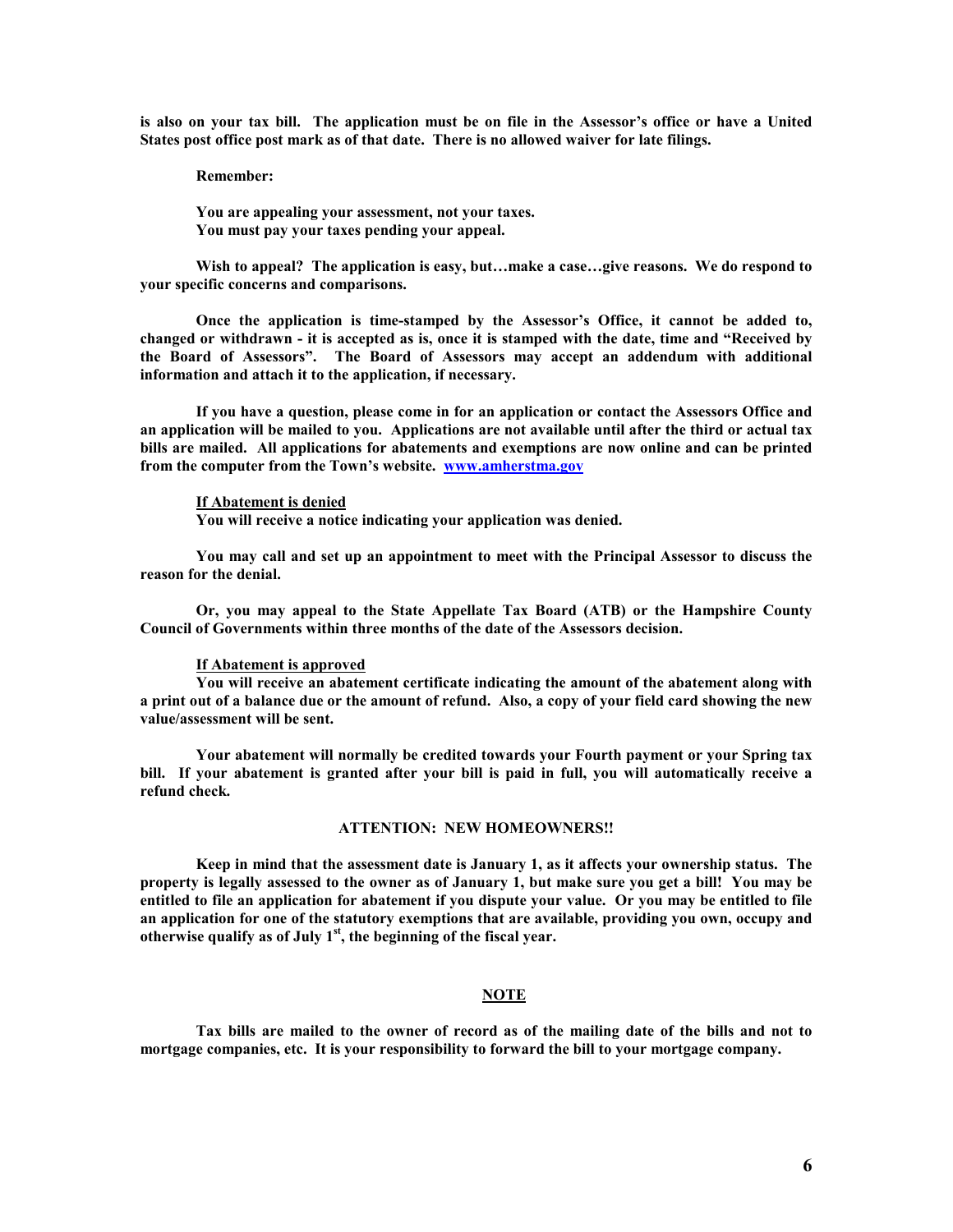**is also on your tax bill. The application must be on file in the Assessor's office or have a United States post office post mark as of that date. There is no allowed waiver for late filings.**

**Remember:**

**You are appealing your assessment, not your taxes.**
**You must pay your taxes pending your appeal.**

**Wish to appeal? The application is easy, but…make a case…give reasons. We do respond to your specific concerns and comparisons.**

**Once the application is time-stamped by the Assessor's Office, it cannot be added to, changed or withdrawn - it is accepted as is, once it is stamped with the date, time and "Received by the Board of Assessors". The Board of Assessors may accept an addendum with additional information and attach it to the application, if necessary.**

**If you have a question, please come in for an application or contact the Assessors Office and an application will be mailed to you. Applications are not available until after the third or actual tax bills are mailed. All applications for abatements and exemptions are now online and can be printed from the computer from the Town's website. [www.amherstma.gov](www.amherstma.gov)**

**If Abatement is denied**
**You will receive a notice indicating your application was denied.**

**You may call and set up an appointment to meet with the Principal Assessor to discuss the reason for the denial.**

**Or, you may appeal to the State Appellate Tax Board (ATB) or the Hampshire County Council of Governments within three months of the date of the Assessors decision.**

**If Abatement is approved**
**You will receive an abatement certificate indicating the amount of the abatement along with a print out of a balance due or the amount of refund. Also, a copy of your field card showing the new value/assessment will be sent.**

**Your abatement will normally be credited towards your Fourth payment or your Spring tax bill. If your abatement is granted after your bill is paid in full, you will automatically receive a refund check.**

**ATTENTION: NEW HOMEOWNERS!!**

**Keep in mind that the assessment date is January 1, as it affects your ownership status. The property is legally assessed to the owner as of January 1, but make sure you get a bill! You may be entitled to file an application for abatement if you dispute your value. Or you may be entitled to file an application for one of the statutory exemptions that are available, providing you own, occupy and otherwise qualify as of July 1st, the beginning of the fiscal year.**

**NOTE**

**Tax bills are mailed to the owner of record as of the mailing date of the bills and not to mortgage companies, etc. It is your responsibility to forward the bill to your mortgage company.**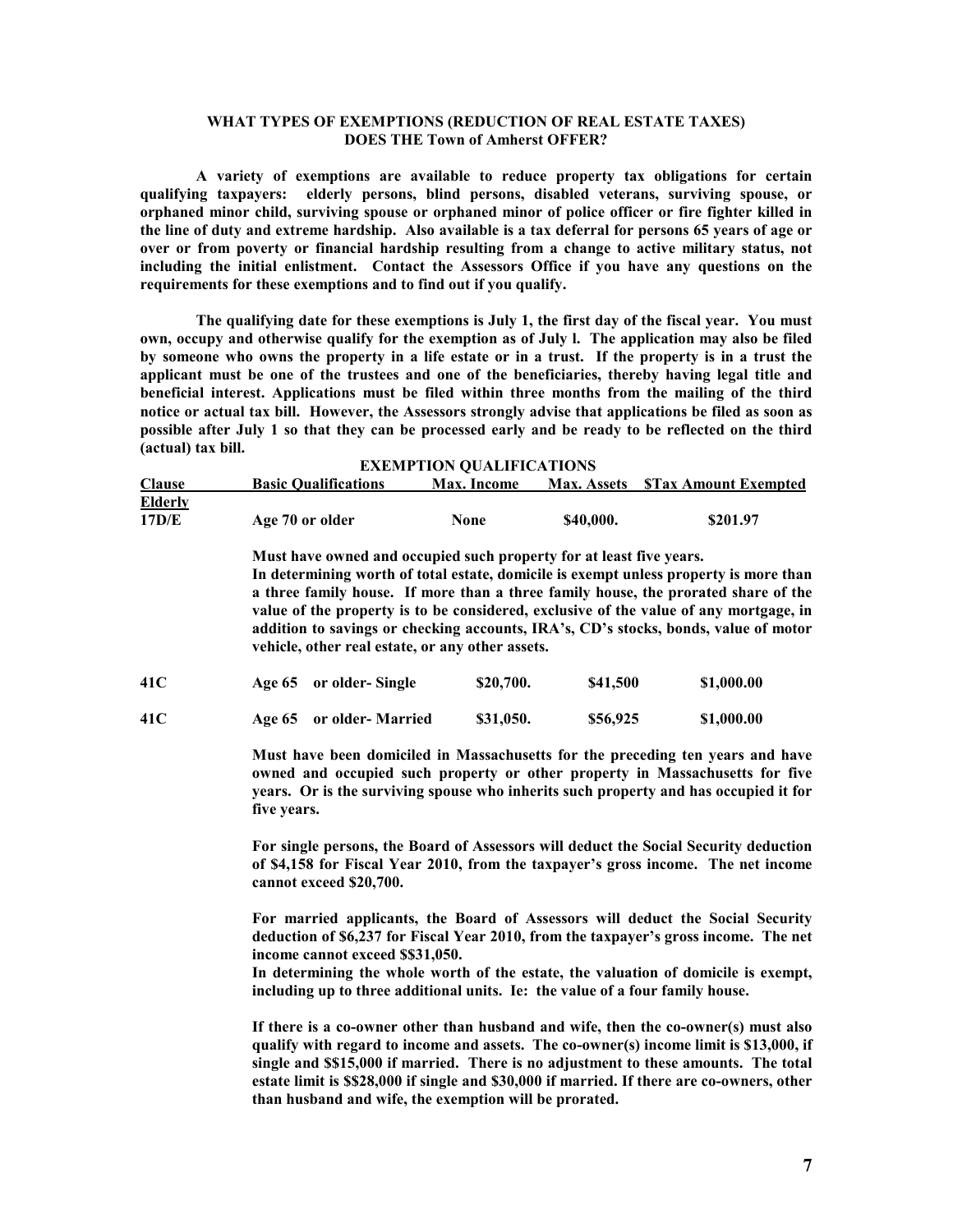## WHAT TYPES OF EXEMPTIONS (REDUCTION OF REAL ESTATE TAXES) DOES THE Town of Amherst OFFER?

**A variety of exemptions are available to reduce property tax obligations for certain qualifying taxpayers: elderly persons, blind persons, disabled veterans, surviving spouse, or orphaned minor child, surviving spouse or orphaned minor of police officer or fire fighter killed in the line of duty and extreme hardship. Also available is a tax deferral for persons 65 years of age or over or from poverty or financial hardship resulting from a change to active military status, not including the initial enlistment. Contact the Assessors Office if you have any questions on the requirements for these exemptions and to find out if you qualify.**

**The qualifying date for these exemptions is July 1, the first day of the fiscal year. You must own, occupy and otherwise qualify for the exemption as of July l. The application may also be filed by someone who owns the property in a life estate or in a trust. If the property is in a trust the applicant must be one of the trustees and one of the beneficiaries, thereby having legal title and beneficial interest. Applications must be filed within three months from the mailing of the third notice or actual tax bill. However, the Assessors strongly advise that applications be filed as soon as possible after July 1 so that they can be processed early and be ready to be reflected on the third (actual) tax bill.**

### EXEMPTION QUALIFICATIONS

| Clause | Basic Qualifications | Max. Income | Max. Assets | $Tax Amount Exempted |
|---|---|---|---|---|
| **Elderly** | | | | |
| **17D/E** | **Age 70 or older** | **None** | **$40,000.** | **$201.97** |

**Must have owned and occupied such property for at least five years.**
**In determining worth of total estate, domicile is exempt unless property is more than a three family house. If more than a three family house, the prorated share of the value of the property is to be considered, exclusive of the value of any mortgage, in addition to savings or checking accounts, IRA's, CD's stocks, bonds, value of motor vehicle, other real estate, or any other assets.**

| Clause | Basic Qualifications | Max. Income | Max. Assets | $Tax Amount Exempted |
|---|---|---|---|---|
| **41C** | **Age 65 or older- Single** | **$20,700.** | **$41,500** | **$1,000.00** |
| **41C** | **Age 65 or older- Married** | **$31,050.** | **$56,925** | **$1,000.00** |

**Must have been domiciled in Massachusetts for the preceding ten years and have owned and occupied such property or other property in Massachusetts for five years. Or is the surviving spouse who inherits such property and has occupied it for five years.**

**For single persons, the Board of Assessors will deduct the Social Security deduction of $4,158 for Fiscal Year 2010, from the taxpayer's gross income. The net income cannot exceed $20,700.**

**For married applicants, the Board of Assessors will deduct the Social Security deduction of $6,237 for Fiscal Year 2010, from the taxpayer's gross income. The net income cannot exceed $$31,050.**
**In determining the whole worth of the estate, the valuation of domicile is exempt, including up to three additional units. Ie: the value of a four family house.**

**If there is a co-owner other than husband and wife, then the co-owner(s) must also qualify with regard to income and assets. The co-owner(s) income limit is $13,000, if single and $$15,000 if married. There is no adjustment to these amounts. The total estate limit is $$28,000 if single and $30,000 if married. If there are co-owners, other than husband and wife, the exemption will be prorated.**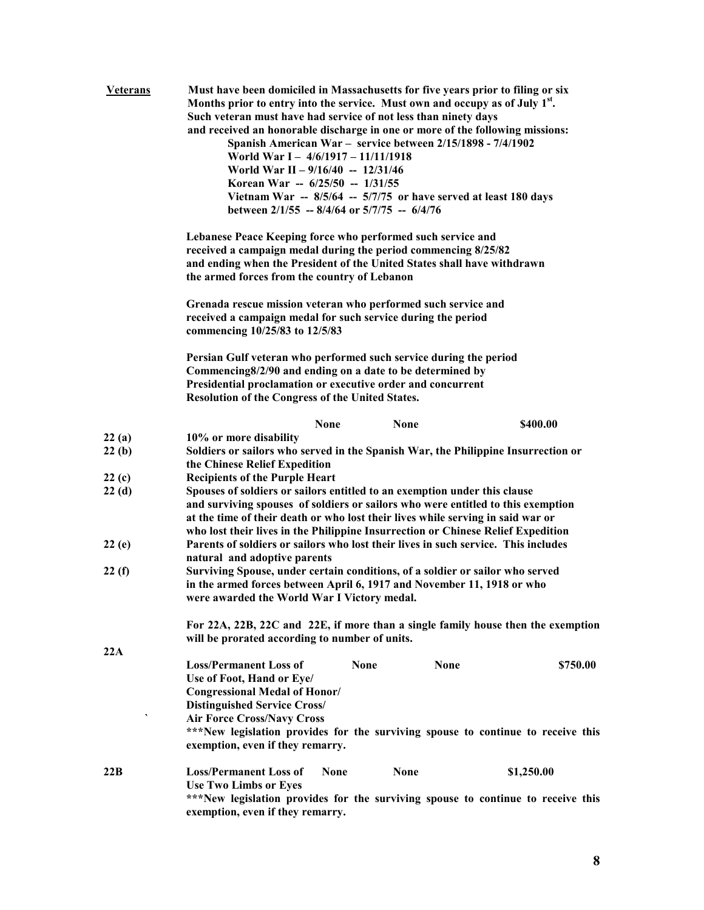**Veterans** — Must have been domiciled in Massachusetts for five years prior to filing or six Months prior to entry into the service. Must own and occupy as of July 1st. Such veteran must have had service of not less than ninety days and received an honorable discharge in one or more of the following missions:

- Spanish American War – service between 2/15/1898 - 7/4/1902
- World War I – 4/6/1917 – 11/11/1918
- World War II – 9/16/40 -- 12/31/46
- Korean War -- 6/25/50 -- 1/31/55
- Vietnam War -- 8/5/64 -- 5/7/75 or have served at least 180 days between 2/1/55 -- 8/4/64 or 5/7/75 -- 6/4/76

Lebanese Peace Keeping force who performed such service and received a campaign medal during the period commencing 8/25/82 and ending when the President of the United States shall have withdrawn the armed forces from the country of Lebanon

Grenada rescue mission veteran who performed such service and received a campaign medal for such service during the period commencing 10/25/83 to 12/5/83

Persian Gulf veteran who performed such service during the period Commencing8/2/90 and ending on a date to be determined by Presidential proclamation or executive order and concurrent Resolution of the Congress of the United States.

| | | None | None | $400.00 |
|---|---|---|---|---|
| 22 (a) | 10% or more disability | | | |
| 22 (b) | Soldiers or sailors who served in the Spanish War, the Philippine Insurrection or the Chinese Relief Expedition | | | |
| 22 (c) | Recipients of the Purple Heart | | | |
| 22 (d) | Spouses of soldiers or sailors entitled to an exemption under this clause and surviving spouses of soldiers or sailors who were entitled to this exemption at the time of their death or who lost their lives while serving in said war or who lost their lives in the Philippine Insurrection or Chinese Relief Expedition | | | |
| 22 (e) | Parents of soldiers or sailors who lost their lives in such service. This includes natural and adoptive parents | | | |
| 22 (f) | Surviving Spouse, under certain conditions, of a soldier or sailor who served in the armed forces between April 6, 1917 and November 11, 1918 or who were awarded the World War I Victory medal. | | | |

For 22A, 22B, 22C and 22E, if more than a single family house then the exemption will be prorated according to number of units.

| | | | | |
|---|---|---|---|---|
| 22A | Loss/Permanent Loss of Use of Foot, Hand or Eye/ Congressional Medal of Honor/ Distinguished Service Cross/ Air Force Cross/Navy Cross | None | None | $750.00 |

***New legislation provides for the surviving spouse to continue to receive this exemption, even if they remarry.

| | | | | |
|---|---|---|---|---|
| 22B | Loss/Permanent Loss of Use Two Limbs or Eyes | None | None | $1,250.00 |

***New legislation provides for the surviving spouse to continue to receive this exemption, even if they remarry.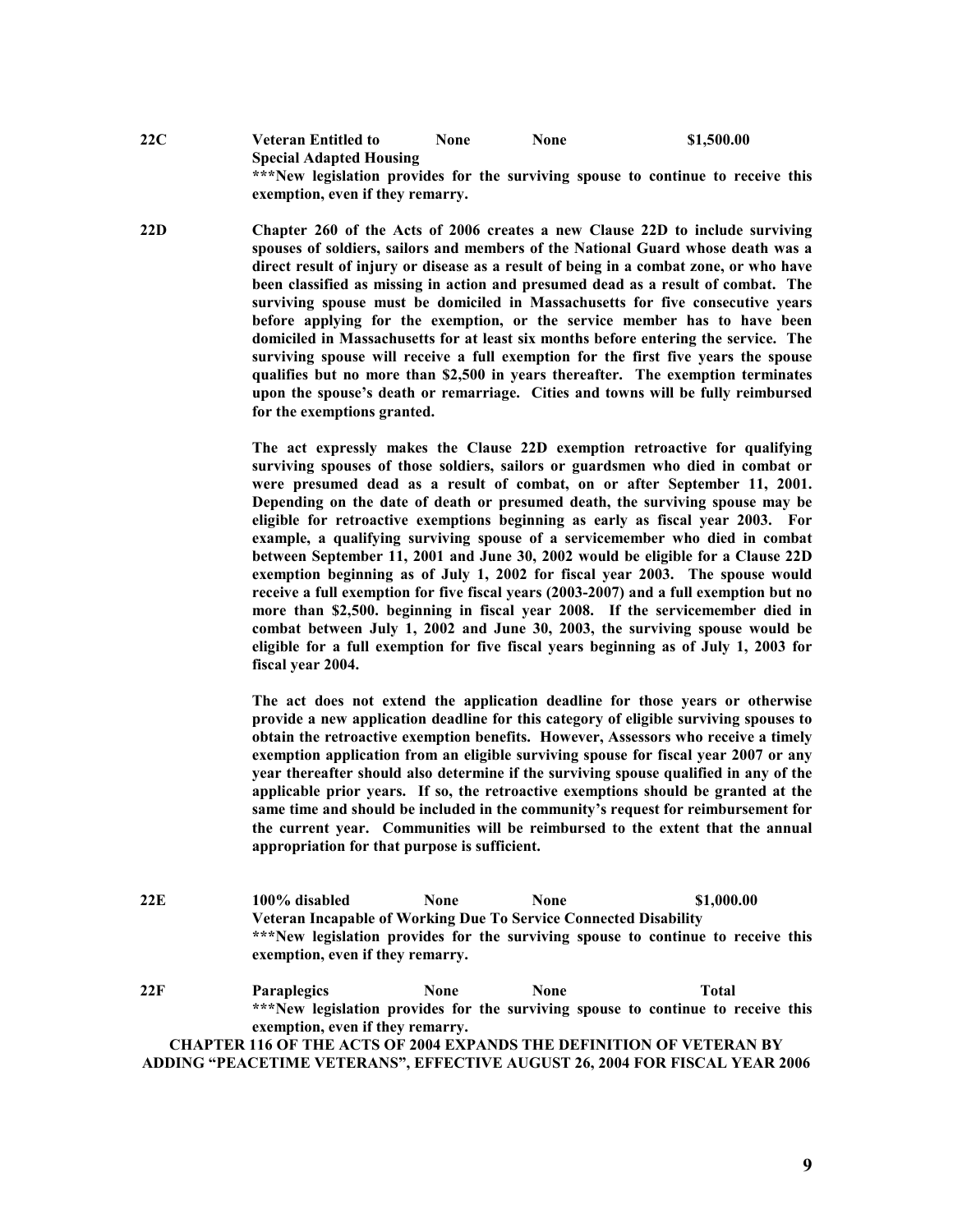| | | | | |
|---|---|---|---|---|
| **22C** | **Veteran Entitled to Special Adapted Housing** | **None** | **None** | **$1,500.00** |

**\*\*\*New legislation provides for the surviving spouse to continue to receive this exemption, even if they remarry.**

**22D** **Chapter 260 of the Acts of 2006 creates a new Clause 22D to include surviving spouses of soldiers, sailors and members of the National Guard whose death was a direct result of injury or disease as a result of being in a combat zone, or who have been classified as missing in action and presumed dead as a result of combat. The surviving spouse must be domiciled in Massachusetts for five consecutive years before applying for the exemption, or the service member has to have been domiciled in Massachusetts for at least six months before entering the service. The surviving spouse will receive a full exemption for the first five years the spouse qualifies but no more than $2,500 in years thereafter. The exemption terminates upon the spouse's death or remarriage. Cities and towns will be fully reimbursed for the exemptions granted.**

**The act expressly makes the Clause 22D exemption retroactive for qualifying surviving spouses of those soldiers, sailors or guardsmen who died in combat or were presumed dead as a result of combat, on or after September 11, 2001. Depending on the date of death or presumed death, the surviving spouse may be eligible for retroactive exemptions beginning as early as fiscal year 2003. For example, a qualifying surviving spouse of a servicemember who died in combat between September 11, 2001 and June 30, 2002 would be eligible for a Clause 22D exemption beginning as of July 1, 2002 for fiscal year 2003. The spouse would receive a full exemption for five fiscal years (2003-2007) and a full exemption but no more than $2,500. beginning in fiscal year 2008. If the servicemember died in combat between July 1, 2002 and June 30, 2003, the surviving spouse would be eligible for a full exemption for five fiscal years beginning as of July 1, 2003 for fiscal year 2004.**

**The act does not extend the application deadline for those years or otherwise provide a new application deadline for this category of eligible surviving spouses to obtain the retroactive exemption benefits. However, Assessors who receive a timely exemption application from an eligible surviving spouse for fiscal year 2007 or any year thereafter should also determine if the surviving spouse qualified in any of the applicable prior years. If so, the retroactive exemptions should be granted at the same time and should be included in the community's request for reimbursement for the current year. Communities will be reimbursed to the extent that the annual appropriation for that purpose is sufficient.**

| | | | | |
|---|---|---|---|---|
| **22E** | **100% disabled Veteran Incapable of Working Due To Service Connected Disability** | **None** | **None** | **$1,000.00** |

**\*\*\*New legislation provides for the surviving spouse to continue to receive this exemption, even if they remarry.**

| | | | | |
|---|---|---|---|---|
| **22F** | **Paraplegics** | **None** | **None** | **Total** |

**\*\*\*New legislation provides for the surviving spouse to continue to receive this exemption, even if they remarry.**

**CHAPTER 116 OF THE ACTS OF 2004 EXPANDS THE DEFINITION OF VETERAN BY ADDING "PEACETIME VETERANS", EFFECTIVE AUGUST 26, 2004 FOR FISCAL YEAR 2006**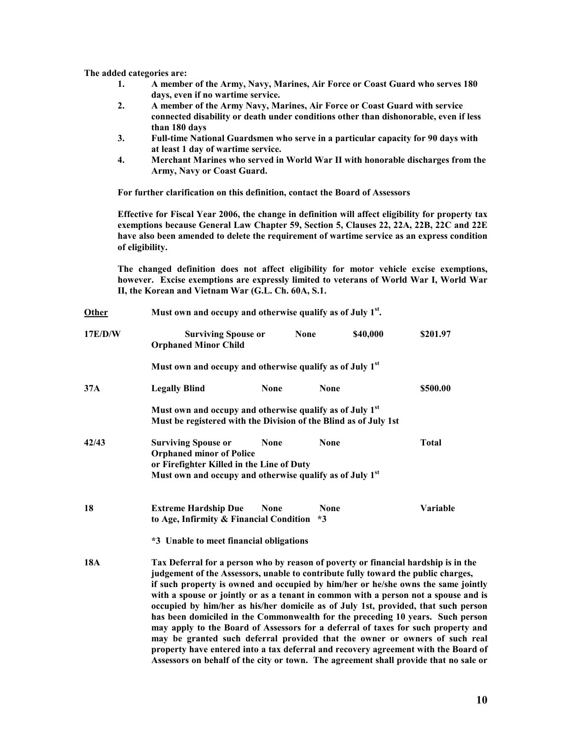**The added categories are:**

1. **A member of the Army, Navy, Marines, Air Force or Coast Guard who serves 180 days, even if no wartime service.**
2. **A member of the Army Navy, Marines, Air Force or Coast Guard with service connected disability or death under conditions other than dishonorable, even if less than 180 days**
3. **Full-time National Guardsmen who serve in a particular capacity for 90 days with at least 1 day of wartime service.**
4. **Merchant Marines who served in World War II with honorable discharges from the Army, Navy or Coast Guard.**

**For further clarification on this definition, contact the Board of Assessors**

**Effective for Fiscal Year 2006, the change in definition will affect eligibility for property tax exemptions because General Law Chapter 59, Section 5, Clauses 22, 22A, 22B, 22C and 22E have also been amended to delete the requirement of wartime service as an express condition of eligibility.**

**The changed definition does not affect eligibility for motor vehicle excise exemptions, however. Excise exemptions are expressly limited to veterans of World War I, World War II, the Korean and Vietnam War (G.L. Ch. 60A, S.1.**

| | | | | |
|---|---|---|---|---|
| **Other** | **Must own and occupy and otherwise qualify as of July 1st.** | | | |
| **17E/D/W** | **Surviving Spouse or Orphaned Minor Child** | **None** | **$40,000** | **$201.97** |
| | **Must own and occupy and otherwise qualify as of July 1st** | | | |
| **37A** | **Legally Blind** | **None** | **None** | **$500.00** |
| | **Must own and occupy and otherwise qualify as of July 1st**<br>**Must be registered with the Division of the Blind as of July 1st** | | | |
| **42/43** | **Surviving Spouse or Orphaned minor of Police or Firefighter Killed in the Line of Duty**<br>**Must own and occupy and otherwise qualify as of July 1st** | **None** | **None** | **Total** |
| **18** | **Extreme Hardship Due to Age, Infirmity & Financial Condition** | **None** | **None \*3** | **Variable** |
| | **\*3 Unable to meet financial obligations** | | | |

**18A** **Tax Deferral for a person who by reason of poverty or financial hardship is in the judgement of the Assessors, unable to contribute fully toward the public charges, if such property is owned and occupied by him/her or he/she owns the same jointly with a spouse or jointly or as a tenant in common with a person not a spouse and is occupied by him/her as his/her domicile as of July 1st, provided, that such person has been domiciled in the Commonwealth for the preceding 10 years. Such person may apply to the Board of Assessors for a deferral of taxes for such property and may be granted such deferral provided that the owner or owners of such real property have entered into a tax deferral and recovery agreement with the Board of Assessors on behalf of the city or town. The agreement shall provide that no sale or**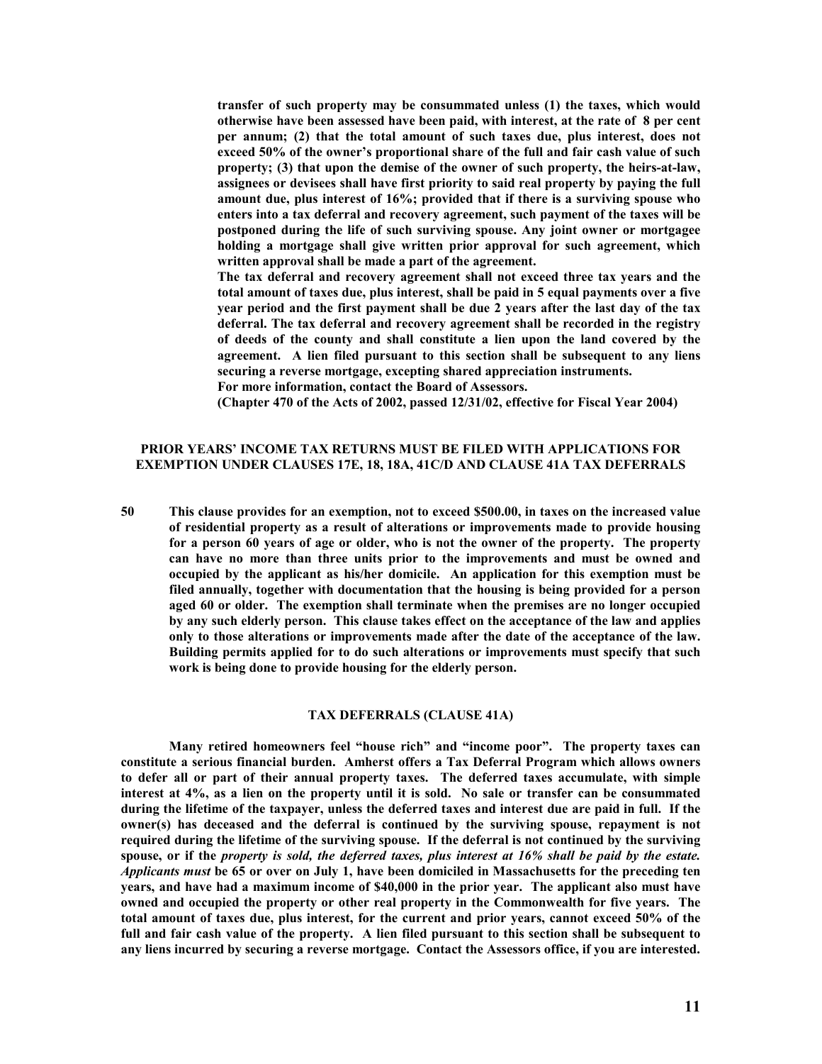**transfer of such property may be consummated unless (1) the taxes, which would otherwise have been assessed have been paid, with interest, at the rate of 8 per cent per annum; (2) that the total amount of such taxes due, plus interest, does not exceed 50% of the owner's proportional share of the full and fair cash value of such property; (3) that upon the demise of the owner of such property, the heirs-at-law, assignees or devisees shall have first priority to said real property by paying the full amount due, plus interest of 16%; provided that if there is a surviving spouse who enters into a tax deferral and recovery agreement, such payment of the taxes will be postponed during the life of such surviving spouse. Any joint owner or mortgagee holding a mortgage shall give written prior approval for such agreement, which written approval shall be made a part of the agreement.**

**The tax deferral and recovery agreement shall not exceed three tax years and the total amount of taxes due, plus interest, shall be paid in 5 equal payments over a five year period and the first payment shall be due 2 years after the last day of the tax deferral. The tax deferral and recovery agreement shall be recorded in the registry of deeds of the county and shall constitute a lien upon the land covered by the agreement. A lien filed pursuant to this section shall be subsequent to any liens securing a reverse mortgage, excepting shared appreciation instruments.**

**For more information, contact the Board of Assessors.**

**(Chapter 470 of the Acts of 2002, passed 12/31/02, effective for Fiscal Year 2004)**

**PRIOR YEARS' INCOME TAX RETURNS MUST BE FILED WITH APPLICATIONS FOR EXEMPTION UNDER CLAUSES 17E, 18, 18A, 41C/D AND CLAUSE 41A TAX DEFERRALS**

**50 This clause provides for an exemption, not to exceed $500.00, in taxes on the increased value of residential property as a result of alterations or improvements made to provide housing for a person 60 years of age or older, who is not the owner of the property. The property can have no more than three units prior to the improvements and must be owned and occupied by the applicant as his/her domicile. An application for this exemption must be filed annually, together with documentation that the housing is being provided for a person aged 60 or older. The exemption shall terminate when the premises are no longer occupied by any such elderly person. This clause takes effect on the acceptance of the law and applies only to those alterations or improvements made after the date of the acceptance of the law. Building permits applied for to do such alterations or improvements must specify that such work is being done to provide housing for the elderly person.**

## TAX DEFERRALS (CLAUSE 41A)

**Many retired homeowners feel "house rich" and "income poor". The property taxes can constitute a serious financial burden. Amherst offers a Tax Deferral Program which allows owners to defer all or part of their annual property taxes. The deferred taxes accumulate, with simple interest at 4%, as a lien on the property until it is sold. No sale or transfer can be consummated during the lifetime of the taxpayer, unless the deferred taxes and interest due are paid in full. If the owner(s) has deceased and the deferral is continued by the surviving spouse, repayment is not required during the lifetime of the surviving spouse. If the deferral is not continued by the surviving spouse, or if the *property is sold, the deferred taxes, plus interest at 16% shall be paid by the estate. Applicants must* be 65 or over on July 1, have been domiciled in Massachusetts for the preceding ten years, and have had a maximum income of $40,000 in the prior year. The applicant also must have owned and occupied the property or other real property in the Commonwealth for five years. The total amount of taxes due, plus interest, for the current and prior years, cannot exceed 50% of the full and fair cash value of the property. A lien filed pursuant to this section shall be subsequent to any liens incurred by securing a reverse mortgage. Contact the Assessors office, if you are interested.**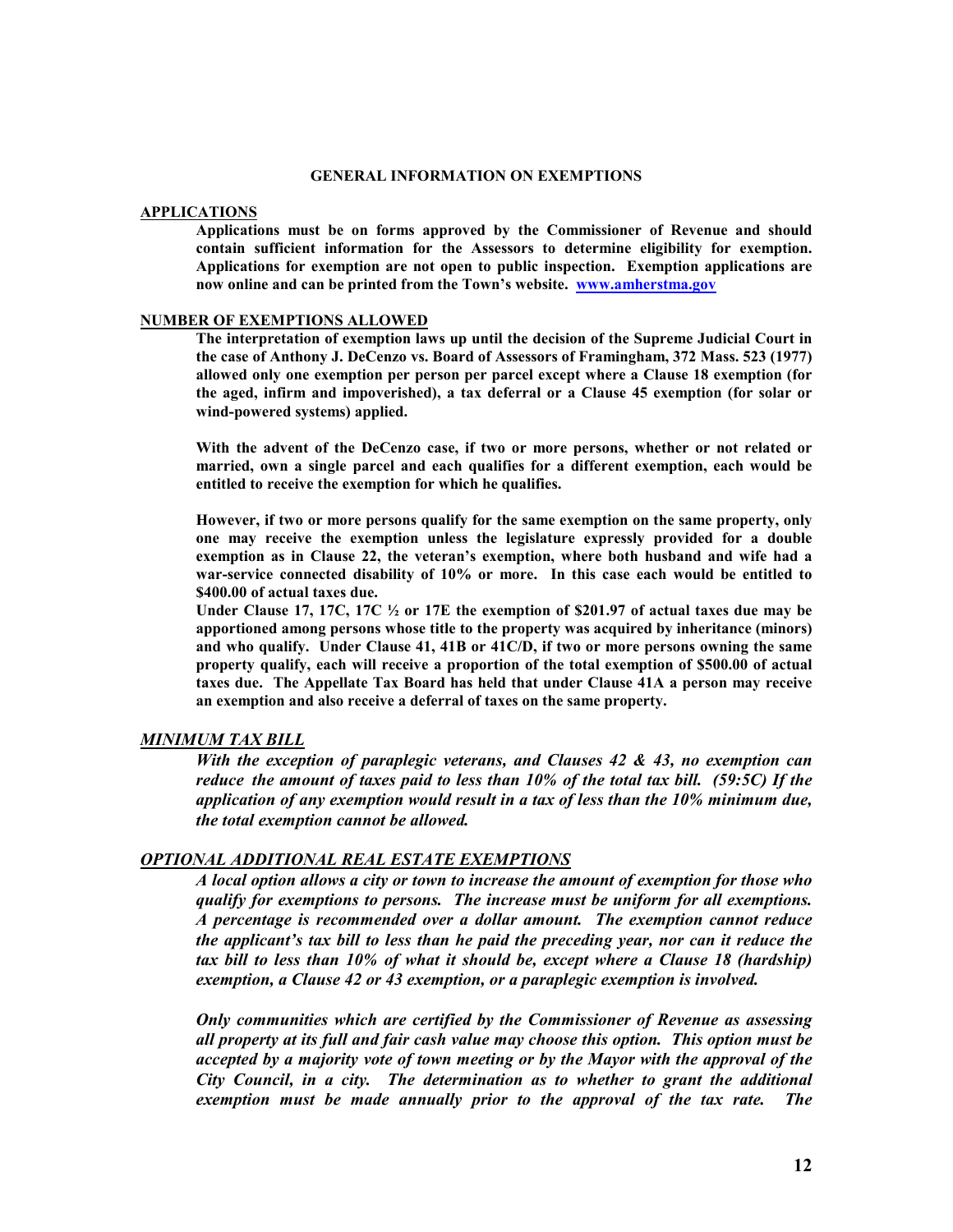## GENERAL INFORMATION ON EXEMPTIONS

**APPLICATIONS**

**Applications must be on forms approved by the Commissioner of Revenue and should contain sufficient information for the Assessors to determine eligibility for exemption. Applications for exemption are not open to public inspection. Exemption applications are now online and can be printed from the Town's website. [www.amherstma.gov](http://www.amherstma.gov)**

**NUMBER OF EXEMPTIONS ALLOWED**

**The interpretation of exemption laws up until the decision of the Supreme Judicial Court in the case of Anthony J. DeCenzo vs. Board of Assessors of Framingham, 372 Mass. 523 (1977) allowed only one exemption per person per parcel except where a Clause 18 exemption (for the aged, infirm and impoverished), a tax deferral or a Clause 45 exemption (for solar or wind-powered systems) applied.**

**With the advent of the DeCenzo case, if two or more persons, whether or not related or married, own a single parcel and each qualifies for a different exemption, each would be entitled to receive the exemption for which he qualifies.**

**However, if two or more persons qualify for the same exemption on the same property, only one may receive the exemption unless the legislature expressly provided for a double exemption as in Clause 22, the veteran's exemption, where both husband and wife had a war-service connected disability of 10% or more. In this case each would be entitled to $400.00 of actual taxes due.**

**Under Clause 17, 17C, 17C ½ or 17E the exemption of $201.97 of actual taxes due may be apportioned among persons whose title to the property was acquired by inheritance (minors) and who qualify. Under Clause 41, 41B or 41C/D, if two or more persons owning the same property qualify, each will receive a proportion of the total exemption of $500.00 of actual taxes due. The Appellate Tax Board has held that under Clause 41A a person may receive an exemption and also receive a deferral of taxes on the same property.**

***MINIMUM TAX BILL***

***With the exception of paraplegic veterans, and Clauses 42 & 43, no exemption can reduce the amount of taxes paid to less than 10% of the total tax bill. (59:5C) If the application of any exemption would result in a tax of less than the 10% minimum due, the total exemption cannot be allowed.***

***OPTIONAL ADDITIONAL REAL ESTATE EXEMPTIONS***

***A local option allows a city or town to increase the amount of exemption for those who qualify for exemptions to persons. The increase must be uniform for all exemptions. A percentage is recommended over a dollar amount. The exemption cannot reduce the applicant's tax bill to less than he paid the preceding year, nor can it reduce the tax bill to less than 10% of what it should be, except where a Clause 18 (hardship) exemption, a Clause 42 or 43 exemption, or a paraplegic exemption is involved.***

***Only communities which are certified by the Commissioner of Revenue as assessing all property at its full and fair cash value may choose this option. This option must be accepted by a majority vote of town meeting or by the Mayor with the approval of the City Council, in a city. The determination as to whether to grant the additional exemption must be made annually prior to the approval of the tax rate. The***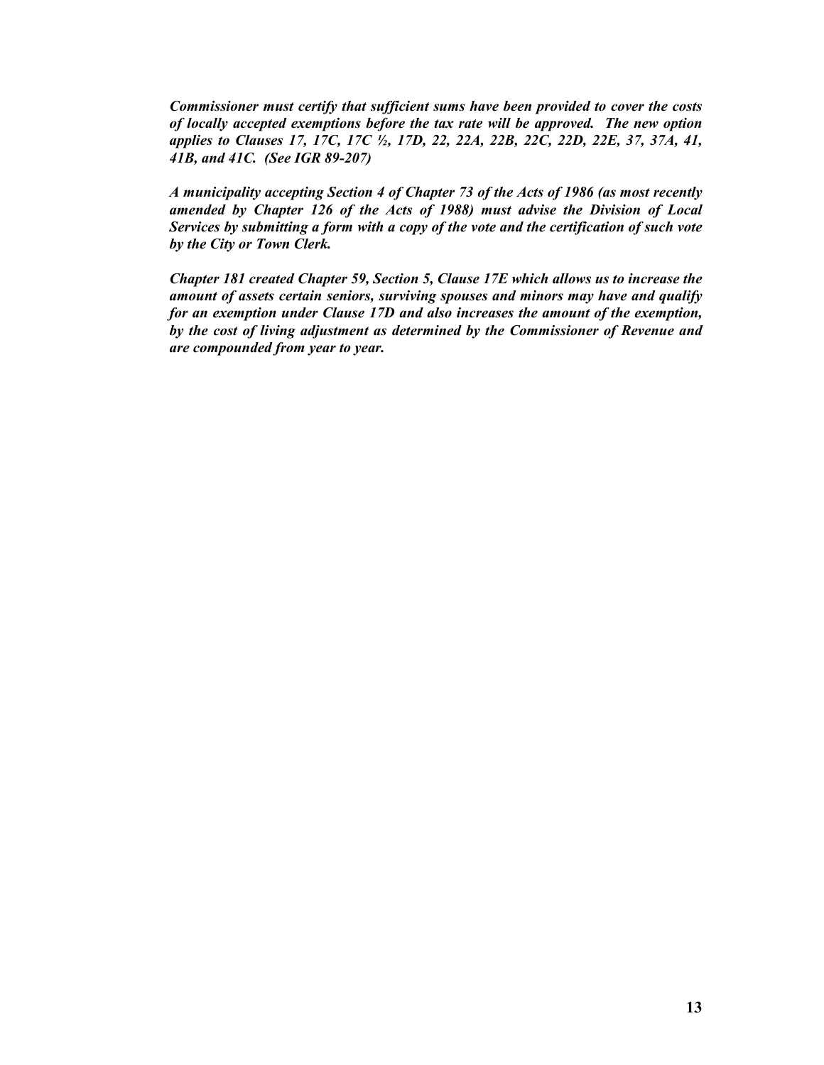***Commissioner must certify that sufficient sums have been provided to cover the costs of locally accepted exemptions before the tax rate will be approved. The new option applies to Clauses 17, 17C, 17C ½, 17D, 22, 22A, 22B, 22C, 22D, 22E, 37, 37A, 41, 41B, and 41C. (See IGR 89-207)***

***A municipality accepting Section 4 of Chapter 73 of the Acts of 1986 (as most recently amended by Chapter 126 of the Acts of 1988) must advise the Division of Local Services by submitting a form with a copy of the vote and the certification of such vote by the City or Town Clerk.***

***Chapter 181 created Chapter 59, Section 5, Clause 17E which allows us to increase the amount of assets certain seniors, surviving spouses and minors may have and qualify for an exemption under Clause 17D and also increases the amount of the exemption, by the cost of living adjustment as determined by the Commissioner of Revenue and are compounded from year to year.***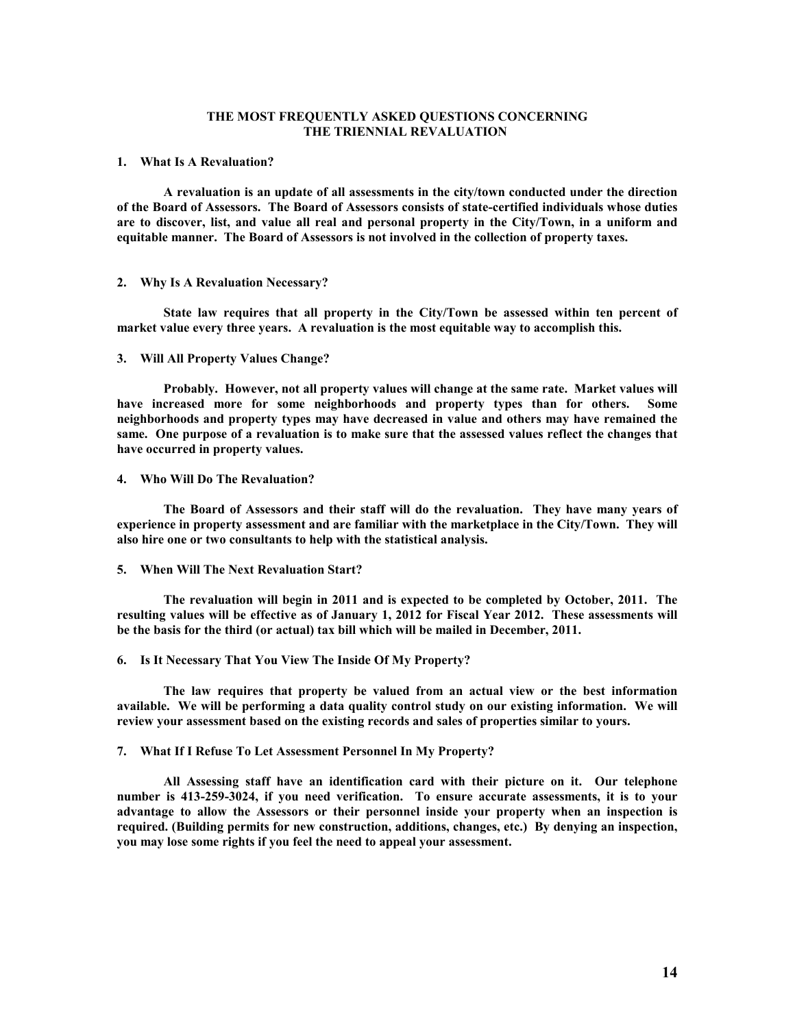# THE MOST FREQUENTLY ASKED QUESTIONS CONCERNING THE TRIENNIAL REVALUATION

## 1. What Is A Revaluation?

**A revaluation is an update of all assessments in the city/town conducted under the direction of the Board of Assessors. The Board of Assessors consists of state-certified individuals whose duties are to discover, list, and value all real and personal property in the City/Town, in a uniform and equitable manner. The Board of Assessors is not involved in the collection of property taxes.**

## 2. Why Is A Revaluation Necessary?

**State law requires that all property in the City/Town be assessed within ten percent of market value every three years. A revaluation is the most equitable way to accomplish this.**

## 3. Will All Property Values Change?

**Probably. However, not all property values will change at the same rate. Market values will have increased more for some neighborhoods and property types than for others. Some neighborhoods and property types may have decreased in value and others may have remained the same. One purpose of a revaluation is to make sure that the assessed values reflect the changes that have occurred in property values.**

## 4. Who Will Do The Revaluation?

**The Board of Assessors and their staff will do the revaluation. They have many years of experience in property assessment and are familiar with the marketplace in the City/Town. They will also hire one or two consultants to help with the statistical analysis.**

## 5. When Will The Next Revaluation Start?

**The revaluation will begin in 2011 and is expected to be completed by October, 2011. The resulting values will be effective as of January 1, 2012 for Fiscal Year 2012. These assessments will be the basis for the third (or actual) tax bill which will be mailed in December, 2011.**

## 6. Is It Necessary That You View The Inside Of My Property?

**The law requires that property be valued from an actual view or the best information available. We will be performing a data quality control study on our existing information. We will review your assessment based on the existing records and sales of properties similar to yours.**

## 7. What If I Refuse To Let Assessment Personnel In My Property?

**All Assessing staff have an identification card with their picture on it. Our telephone number is 413-259-3024, if you need verification. To ensure accurate assessments, it is to your advantage to allow the Assessors or their personnel inside your property when an inspection is required. (Building permits for new construction, additions, changes, etc.) By denying an inspection, you may lose some rights if you feel the need to appeal your assessment.**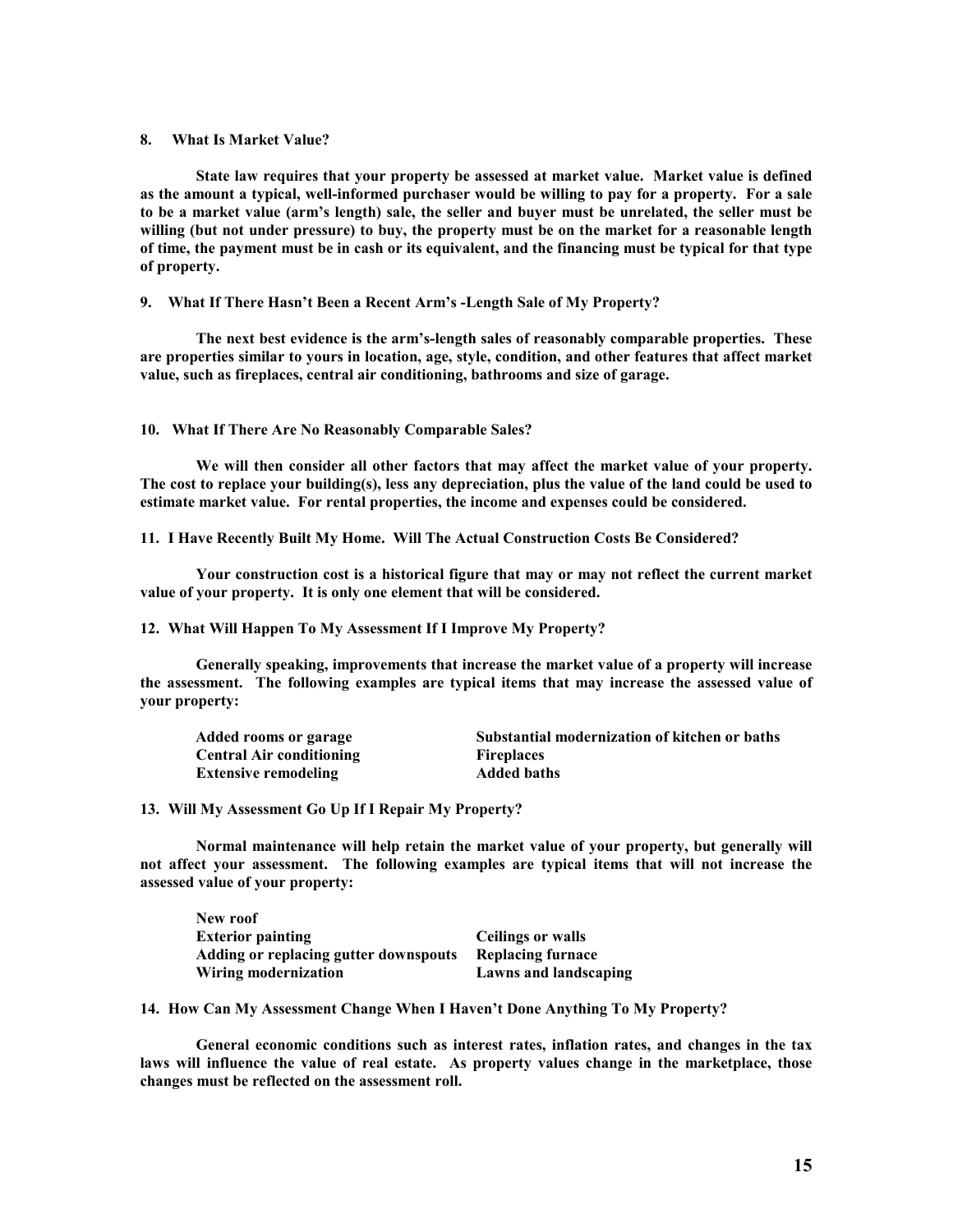### 8. What Is Market Value?

**State law requires that your property be assessed at market value. Market value is defined as the amount a typical, well-informed purchaser would be willing to pay for a property. For a sale to be a market value (arm's length) sale, the seller and buyer must be unrelated, the seller must be willing (but not under pressure) to buy, the property must be on the market for a reasonable length of time, the payment must be in cash or its equivalent, and the financing must be typical for that type of property.**

### 9. What If There Hasn't Been a Recent Arm's -Length Sale of My Property?

**The next best evidence is the arm's-length sales of reasonably comparable properties. These are properties similar to yours in location, age, style, condition, and other features that affect market value, such as fireplaces, central air conditioning, bathrooms and size of garage.**

### 10. What If There Are No Reasonably Comparable Sales?

**We will then consider all other factors that may affect the market value of your property. The cost to replace your building(s), less any depreciation, plus the value of the land could be used to estimate market value. For rental properties, the income and expenses could be considered.**

### 11. I Have Recently Built My Home. Will The Actual Construction Costs Be Considered?

**Your construction cost is a historical figure that may or may not reflect the current market value of your property. It is only one element that will be considered.**

### 12. What Will Happen To My Assessment If I Improve My Property?

**Generally speaking, improvements that increase the market value of a property will increase the assessment. The following examples are typical items that may increase the assessed value of your property:**

- **Added rooms or garage**
- **Central Air conditioning**
- **Extensive remodeling**
- **Substantial modernization of kitchen or baths**
- **Fireplaces**
- **Added baths**

### 13. Will My Assessment Go Up If I Repair My Property?

**Normal maintenance will help retain the market value of your property, but generally will not affect your assessment. The following examples are typical items that will not increase the assessed value of your property:**

- **New roof**
- **Exterior painting**
- **Adding or replacing gutter downspouts**
- **Wiring modernization**
- **Ceilings or walls**
- **Replacing furnace**
- **Lawns and landscaping**

### 14. How Can My Assessment Change When I Haven't Done Anything To My Property?

**General economic conditions such as interest rates, inflation rates, and changes in the tax laws will influence the value of real estate. As property values change in the marketplace, those changes must be reflected on the assessment roll.**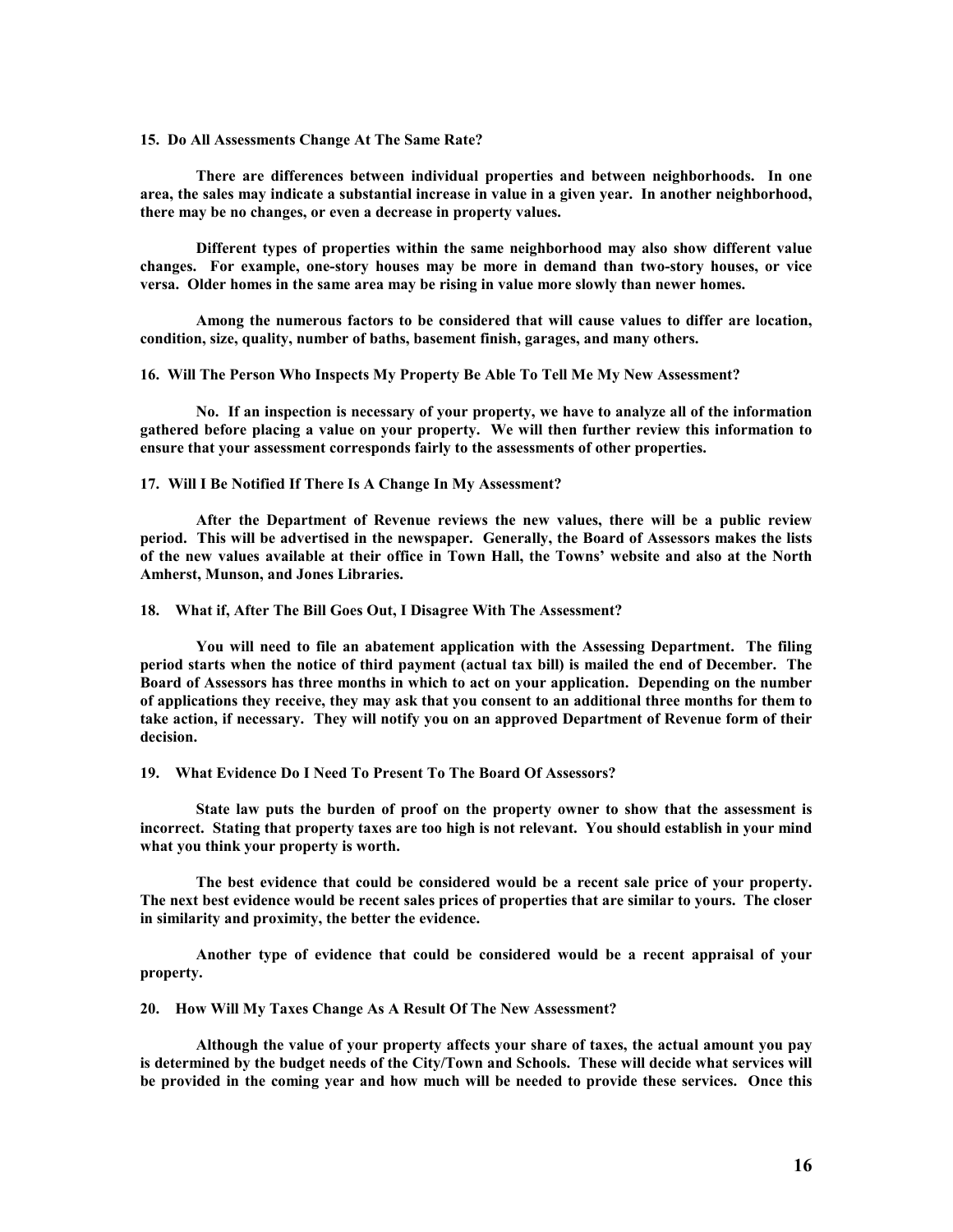**15. Do All Assessments Change At The Same Rate?**

**There are differences between individual properties and between neighborhoods. In one area, the sales may indicate a substantial increase in value in a given year. In another neighborhood, there may be no changes, or even a decrease in property values.**

**Different types of properties within the same neighborhood may also show different value changes. For example, one-story houses may be more in demand than two-story houses, or vice versa. Older homes in the same area may be rising in value more slowly than newer homes.**

**Among the numerous factors to be considered that will cause values to differ are location, condition, size, quality, number of baths, basement finish, garages, and many others.**

**16. Will The Person Who Inspects My Property Be Able To Tell Me My New Assessment?**

**No. If an inspection is necessary of your property, we have to analyze all of the information gathered before placing a value on your property. We will then further review this information to ensure that your assessment corresponds fairly to the assessments of other properties.**

**17. Will I Be Notified If There Is A Change In My Assessment?**

**After the Department of Revenue reviews the new values, there will be a public review period. This will be advertised in the newspaper. Generally, the Board of Assessors makes the lists of the new values available at their office in Town Hall, the Towns' website and also at the North Amherst, Munson, and Jones Libraries.**

**18. What if, After The Bill Goes Out, I Disagree With The Assessment?**

**You will need to file an abatement application with the Assessing Department. The filing period starts when the notice of third payment (actual tax bill) is mailed the end of December. The Board of Assessors has three months in which to act on your application. Depending on the number of applications they receive, they may ask that you consent to an additional three months for them to take action, if necessary. They will notify you on an approved Department of Revenue form of their decision.**

**19. What Evidence Do I Need To Present To The Board Of Assessors?**

**State law puts the burden of proof on the property owner to show that the assessment is incorrect. Stating that property taxes are too high is not relevant. You should establish in your mind what you think your property is worth.**

**The best evidence that could be considered would be a recent sale price of your property. The next best evidence would be recent sales prices of properties that are similar to yours. The closer in similarity and proximity, the better the evidence.**

**Another type of evidence that could be considered would be a recent appraisal of your property.**

**20. How Will My Taxes Change As A Result Of The New Assessment?**

**Although the value of your property affects your share of taxes, the actual amount you pay is determined by the budget needs of the City/Town and Schools. These will decide what services will be provided in the coming year and how much will be needed to provide these services. Once this**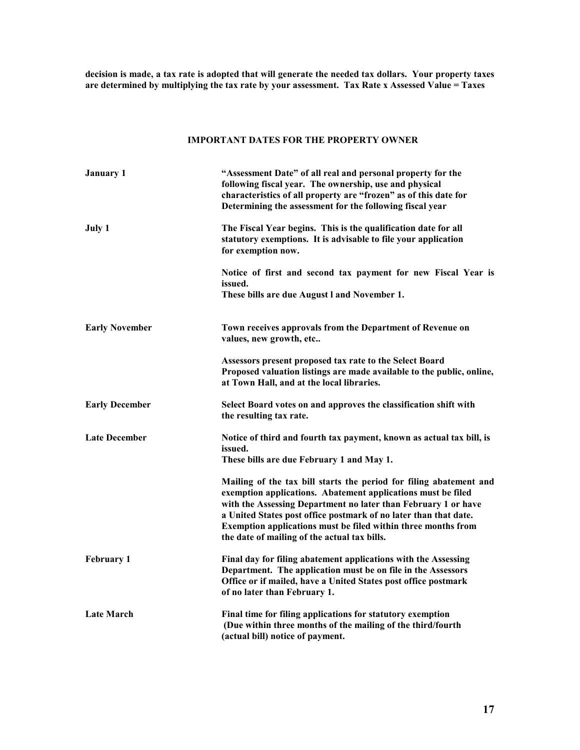**decision is made, a tax rate is adopted that will generate the needed tax dollars. Your property taxes are determined by multiplying the tax rate by your assessment. Tax Rate x Assessed Value = Taxes**

## IMPORTANT DATES FOR THE PROPERTY OWNER

| | |
|---|---|
| **January 1** | **"Assessment Date" of all real and personal property for the following fiscal year. The ownership, use and physical characteristics of all property are "frozen" as of this date for Determining the assessment for the following fiscal year** |
| **July 1** | **The Fiscal Year begins. This is the qualification date for all statutory exemptions. It is advisable to file your application for exemption now.**<br><br>**Notice of first and second tax payment for new Fiscal Year is issued.**<br>**These bills are due August l and November 1.** |
| **Early November** | **Town receives approvals from the Department of Revenue on values, new growth, etc..**<br><br>**Assessors present proposed tax rate to the Select Board**<br>**Proposed valuation listings are made available to the public, online, at Town Hall, and at the local libraries.** |
| **Early December** | **Select Board votes on and approves the classification shift with the resulting tax rate.** |
| **Late December** | **Notice of third and fourth tax payment, known as actual tax bill, is issued.**<br>**These bills are due February 1 and May 1.**<br><br>**Mailing of the tax bill starts the period for filing abatement and exemption applications. Abatement applications must be filed with the Assessing Department no later than February 1 or have a United States post office postmark of no later than that date. Exemption applications must be filed within three months from the date of mailing of the actual tax bills.** |
| **February 1** | **Final day for filing abatement applications with the Assessing Department. The application must be on file in the Assessors Office or if mailed, have a United States post office postmark of no later than February 1.** |
| **Late March** | **Final time for filing applications for statutory exemption (Due within three months of the mailing of the third/fourth (actual bill) notice of payment.** |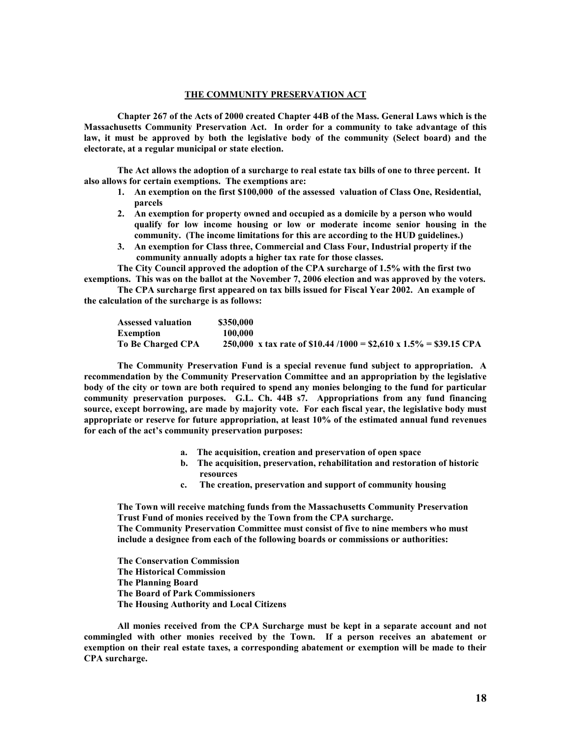## THE COMMUNITY PRESERVATION ACT

**Chapter 267 of the Acts of 2000 created Chapter 44B of the Mass. General Laws which is the Massachusetts Community Preservation Act. In order for a community to take advantage of this law, it must be approved by both the legislative body of the community (Select board) and the electorate, at a regular municipal or state election.**

**The Act allows the adoption of a surcharge to real estate tax bills of one to three percent. It also allows for certain exemptions. The exemptions are:**

1. **An exemption on the first $100,000 of the assessed valuation of Class One, Residential, parcels**
2. **An exemption for property owned and occupied as a domicile by a person who would qualify for low income housing or low or moderate income senior housing in the community. (The income limitations for this are according to the HUD guidelines.)**
3. **An exemption for Class three, Commercial and Class Four, Industrial property if the community annually adopts a higher tax rate for those classes.**

**The City Council approved the adoption of the CPA surcharge of 1.5% with the first two exemptions. This was on the ballot at the November 7, 2006 election and was approved by the voters.**

**The CPA surcharge first appeared on tax bills issued for Fiscal Year 2002. An example of the calculation of the surcharge is as follows:**

| | |
|---|---|
| **Assessed valuation** | **$350,000** |
| **Exemption** | **100,000** |
| **To Be Charged CPA** | **250,000 x tax rate of $10.44 /1000 = $2,610 x 1.5% = $39.15 CPA** |

**The Community Preservation Fund is a special revenue fund subject to appropriation. A recommendation by the Community Preservation Committee and an appropriation by the legislative body of the city or town are both required to spend any monies belonging to the fund for particular community preservation purposes. G.L. Ch. 44B s7. Appropriations from any fund financing source, except borrowing, are made by majority vote. For each fiscal year, the legislative body must appropriate or reserve for future appropriation, at least 10% of the estimated annual fund revenues for each of the act's community preservation purposes:**

a. **The acquisition, creation and preservation of open space**
b. **The acquisition, preservation, rehabilitation and restoration of historic resources**
c. **The creation, preservation and support of community housing**

**The Town will receive matching funds from the Massachusetts Community Preservation Trust Fund of monies received by the Town from the CPA surcharge.**
**The Community Preservation Committee must consist of five to nine members who must include a designee from each of the following boards or commissions or authorities:**

**The Conservation Commission**
**The Historical Commission**
**The Planning Board**
**The Board of Park Commissioners**
**The Housing Authority and Local Citizens**

**All monies received from the CPA Surcharge must be kept in a separate account and not commingled with other monies received by the Town. If a person receives an abatement or exemption on their real estate taxes, a corresponding abatement or exemption will be made to their CPA surcharge.**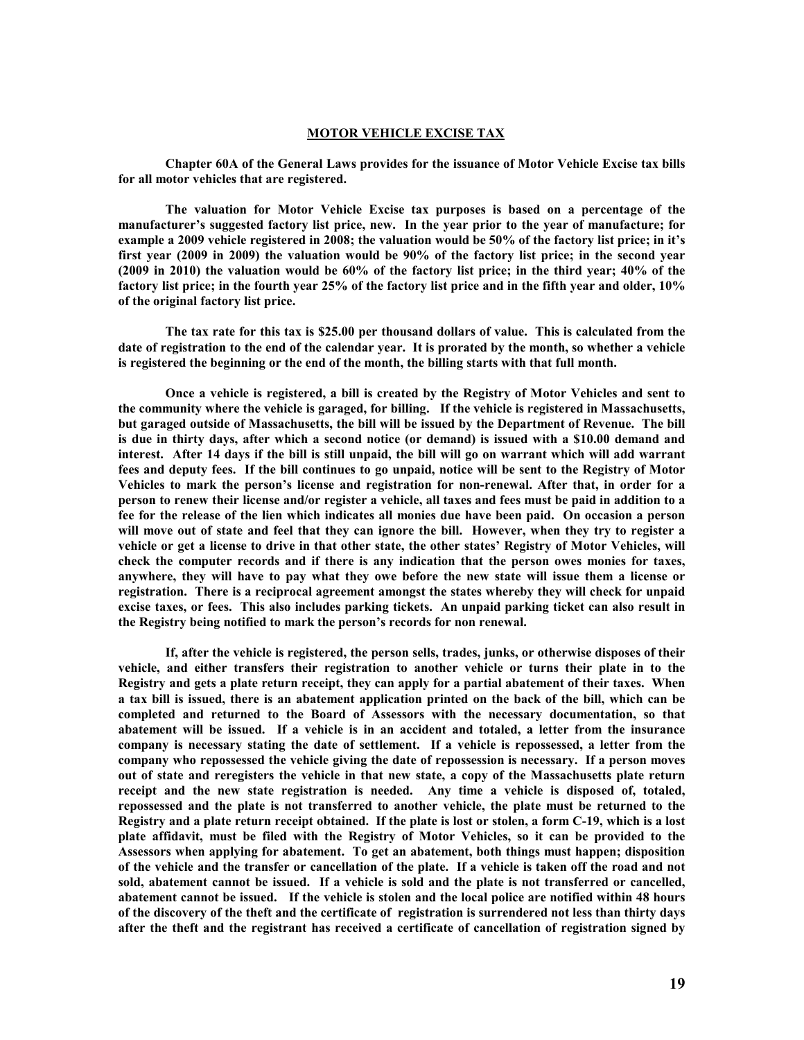## MOTOR VEHICLE EXCISE TAX

**Chapter 60A of the General Laws provides for the issuance of Motor Vehicle Excise tax bills for all motor vehicles that are registered.**

**The valuation for Motor Vehicle Excise tax purposes is based on a percentage of the manufacturer's suggested factory list price, new. In the year prior to the year of manufacture; for example a 2009 vehicle registered in 2008; the valuation would be 50% of the factory list price; in it's first year (2009 in 2009) the valuation would be 90% of the factory list price; in the second year (2009 in 2010) the valuation would be 60% of the factory list price; in the third year; 40% of the factory list price; in the fourth year 25% of the factory list price and in the fifth year and older, 10% of the original factory list price.**

**The tax rate for this tax is $25.00 per thousand dollars of value. This is calculated from the date of registration to the end of the calendar year. It is prorated by the month, so whether a vehicle is registered the beginning or the end of the month, the billing starts with that full month.**

**Once a vehicle is registered, a bill is created by the Registry of Motor Vehicles and sent to the community where the vehicle is garaged, for billing. If the vehicle is registered in Massachusetts, but garaged outside of Massachusetts, the bill will be issued by the Department of Revenue. The bill is due in thirty days, after which a second notice (or demand) is issued with a $10.00 demand and interest. After 14 days if the bill is still unpaid, the bill will go on warrant which will add warrant fees and deputy fees. If the bill continues to go unpaid, notice will be sent to the Registry of Motor Vehicles to mark the person's license and registration for non-renewal. After that, in order for a person to renew their license and/or register a vehicle, all taxes and fees must be paid in addition to a fee for the release of the lien which indicates all monies due have been paid. On occasion a person will move out of state and feel that they can ignore the bill. However, when they try to register a vehicle or get a license to drive in that other state, the other states' Registry of Motor Vehicles, will check the computer records and if there is any indication that the person owes monies for taxes, anywhere, they will have to pay what they owe before the new state will issue them a license or registration. There is a reciprocal agreement amongst the states whereby they will check for unpaid excise taxes, or fees. This also includes parking tickets. An unpaid parking ticket can also result in the Registry being notified to mark the person's records for non renewal.**

**If, after the vehicle is registered, the person sells, trades, junks, or otherwise disposes of their vehicle, and either transfers their registration to another vehicle or turns their plate in to the Registry and gets a plate return receipt, they can apply for a partial abatement of their taxes. When a tax bill is issued, there is an abatement application printed on the back of the bill, which can be completed and returned to the Board of Assessors with the necessary documentation, so that abatement will be issued. If a vehicle is in an accident and totaled, a letter from the insurance company is necessary stating the date of settlement. If a vehicle is repossessed, a letter from the company who repossessed the vehicle giving the date of repossession is necessary. If a person moves out of state and reregisters the vehicle in that new state, a copy of the Massachusetts plate return receipt and the new state registration is needed. Any time a vehicle is disposed of, totaled, repossessed and the plate is not transferred to another vehicle, the plate must be returned to the Registry and a plate return receipt obtained. If the plate is lost or stolen, a form C-19, which is a lost plate affidavit, must be filed with the Registry of Motor Vehicles, so it can be provided to the Assessors when applying for abatement. To get an abatement, both things must happen; disposition of the vehicle and the transfer or cancellation of the plate. If a vehicle is taken off the road and not sold, abatement cannot be issued. If a vehicle is sold and the plate is not transferred or cancelled, abatement cannot be issued. If the vehicle is stolen and the local police are notified within 48 hours of the discovery of the theft and the certificate of registration is surrendered not less than thirty days after the theft and the registrant has received a certificate of cancellation of registration signed by**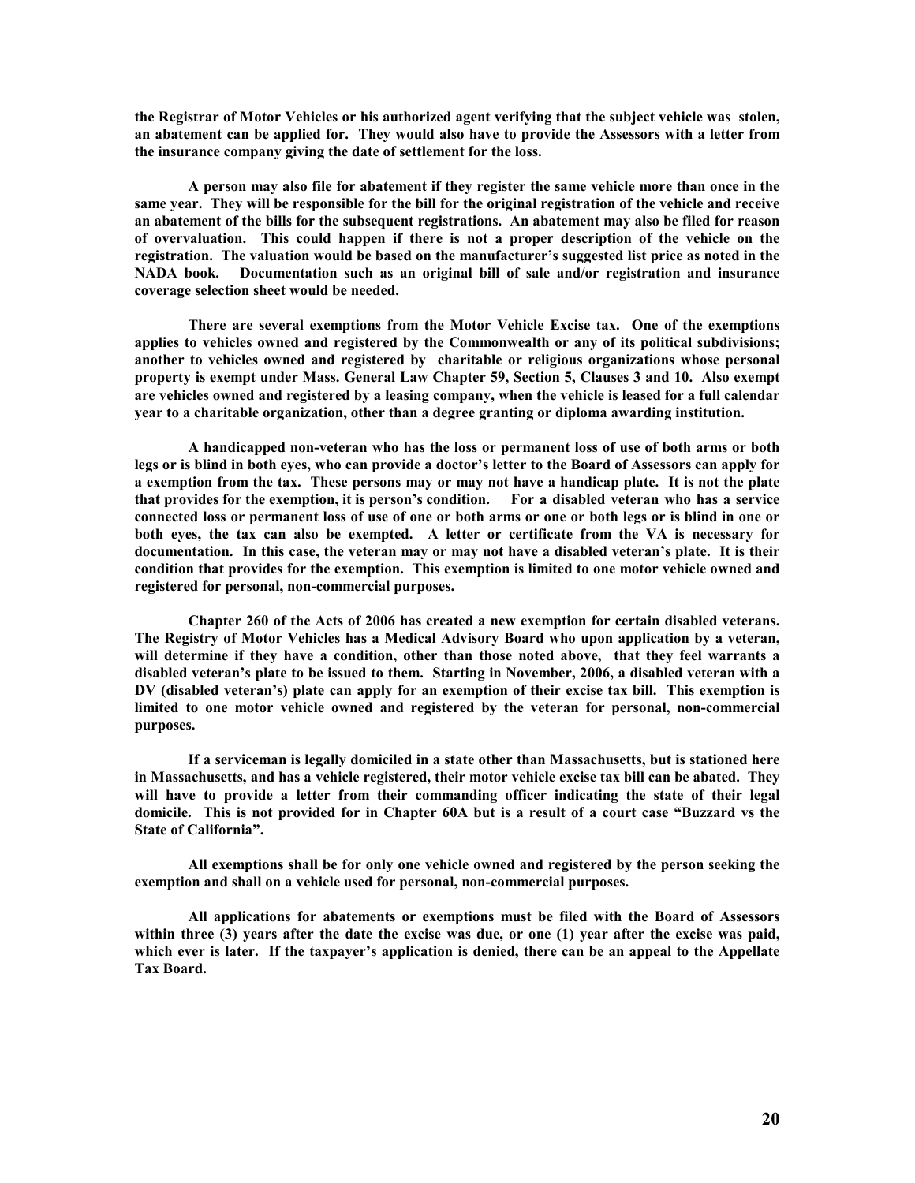**the Registrar of Motor Vehicles or his authorized agent verifying that the subject vehicle was stolen, an abatement can be applied for. They would also have to provide the Assessors with a letter from the insurance company giving the date of settlement for the loss.**

**A person may also file for abatement if they register the same vehicle more than once in the same year. They will be responsible for the bill for the original registration of the vehicle and receive an abatement of the bills for the subsequent registrations. An abatement may also be filed for reason of overvaluation. This could happen if there is not a proper description of the vehicle on the registration. The valuation would be based on the manufacturer's suggested list price as noted in the NADA book. Documentation such as an original bill of sale and/or registration and insurance coverage selection sheet would be needed.**

**There are several exemptions from the Motor Vehicle Excise tax. One of the exemptions applies to vehicles owned and registered by the Commonwealth or any of its political subdivisions; another to vehicles owned and registered by charitable or religious organizations whose personal property is exempt under Mass. General Law Chapter 59, Section 5, Clauses 3 and 10. Also exempt are vehicles owned and registered by a leasing company, when the vehicle is leased for a full calendar year to a charitable organization, other than a degree granting or diploma awarding institution.**

**A handicapped non-veteran who has the loss or permanent loss of use of both arms or both legs or is blind in both eyes, who can provide a doctor's letter to the Board of Assessors can apply for a exemption from the tax. These persons may or may not have a handicap plate. It is not the plate that provides for the exemption, it is person's condition. For a disabled veteran who has a service connected loss or permanent loss of use of one or both arms or one or both legs or is blind in one or both eyes, the tax can also be exempted. A letter or certificate from the VA is necessary for documentation. In this case, the veteran may or may not have a disabled veteran's plate. It is their condition that provides for the exemption. This exemption is limited to one motor vehicle owned and registered for personal, non-commercial purposes.**

**Chapter 260 of the Acts of 2006 has created a new exemption for certain disabled veterans. The Registry of Motor Vehicles has a Medical Advisory Board who upon application by a veteran, will determine if they have a condition, other than those noted above, that they feel warrants a disabled veteran's plate to be issued to them. Starting in November, 2006, a disabled veteran with a DV (disabled veteran's) plate can apply for an exemption of their excise tax bill. This exemption is limited to one motor vehicle owned and registered by the veteran for personal, non-commercial purposes.**

**If a serviceman is legally domiciled in a state other than Massachusetts, but is stationed here in Massachusetts, and has a vehicle registered, their motor vehicle excise tax bill can be abated. They will have to provide a letter from their commanding officer indicating the state of their legal domicile. This is not provided for in Chapter 60A but is a result of a court case "Buzzard vs the State of California".**

**All exemptions shall be for only one vehicle owned and registered by the person seeking the exemption and shall on a vehicle used for personal, non-commercial purposes.**

**All applications for abatements or exemptions must be filed with the Board of Assessors within three (3) years after the date the excise was due, or one (1) year after the excise was paid, which ever is later. If the taxpayer's application is denied, there can be an appeal to the Appellate Tax Board.**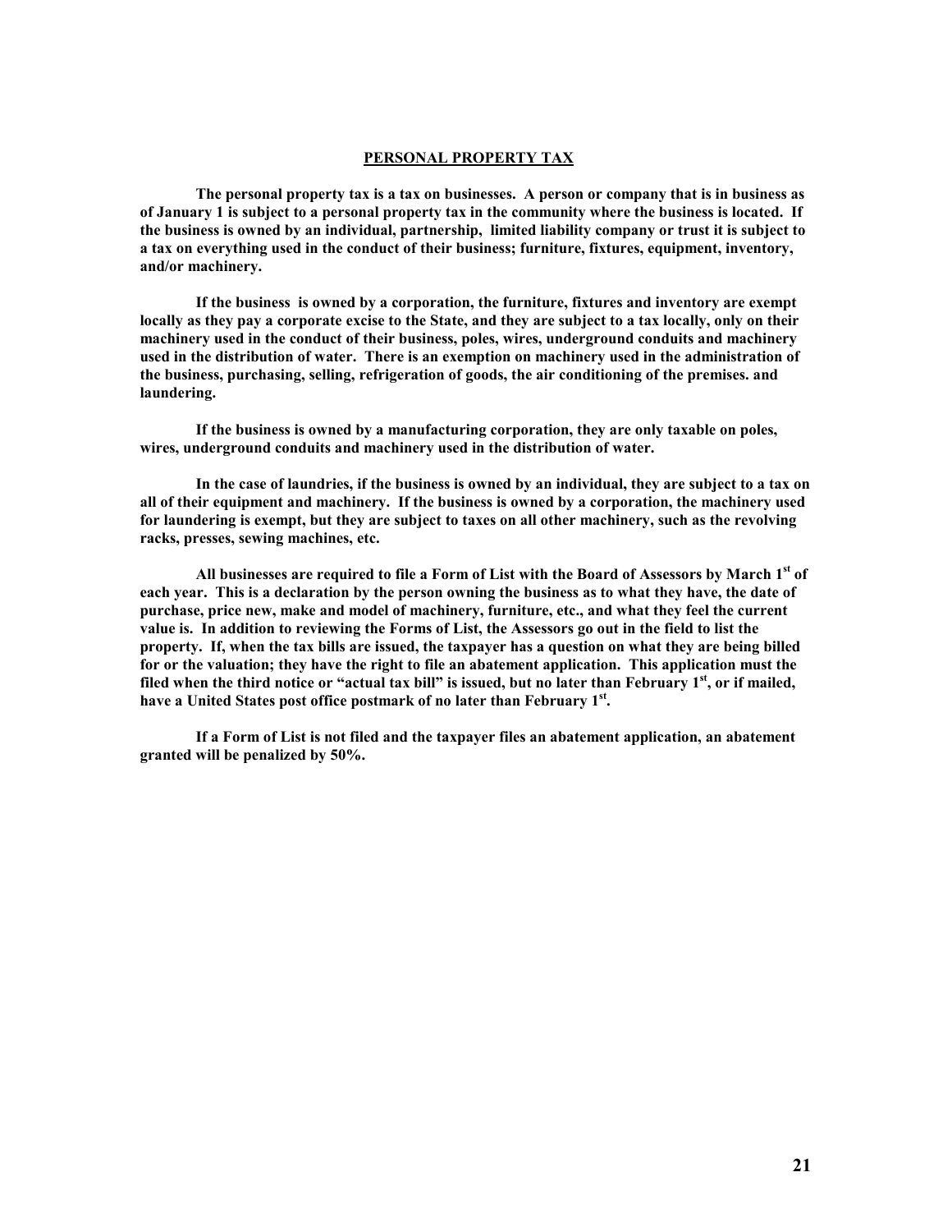## PERSONAL PROPERTY TAX

**The personal property tax is a tax on businesses. A person or company that is in business as of January 1 is subject to a personal property tax in the community where the business is located. If the business is owned by an individual, partnership, limited liability company or trust it is subject to a tax on everything used in the conduct of their business; furniture, fixtures, equipment, inventory, and/or machinery.**

**If the business is owned by a corporation, the furniture, fixtures and inventory are exempt locally as they pay a corporate excise to the State, and they are subject to a tax locally, only on their machinery used in the conduct of their business, poles, wires, underground conduits and machinery used in the distribution of water. There is an exemption on machinery used in the administration of the business, purchasing, selling, refrigeration of goods, the air conditioning of the premises. and laundering.**

**If the business is owned by a manufacturing corporation, they are only taxable on poles, wires, underground conduits and machinery used in the distribution of water.**

**In the case of laundries, if the business is owned by an individual, they are subject to a tax on all of their equipment and machinery. If the business is owned by a corporation, the machinery used for laundering is exempt, but they are subject to taxes on all other machinery, such as the revolving racks, presses, sewing machines, etc.**

**All businesses are required to file a Form of List with the Board of Assessors by March 1st of each year. This is a declaration by the person owning the business as to what they have, the date of purchase, price new, make and model of machinery, furniture, etc., and what they feel the current value is. In addition to reviewing the Forms of List, the Assessors go out in the field to list the property. If, when the tax bills are issued, the taxpayer has a question on what they are being billed for or the valuation; they have the right to file an abatement application. This application must the filed when the third notice or "actual tax bill" is issued, but no later than February 1st, or if mailed, have a United States post office postmark of no later than February 1st.**

**If a Form of List is not filed and the taxpayer files an abatement application, an abatement granted will be penalized by 50%.**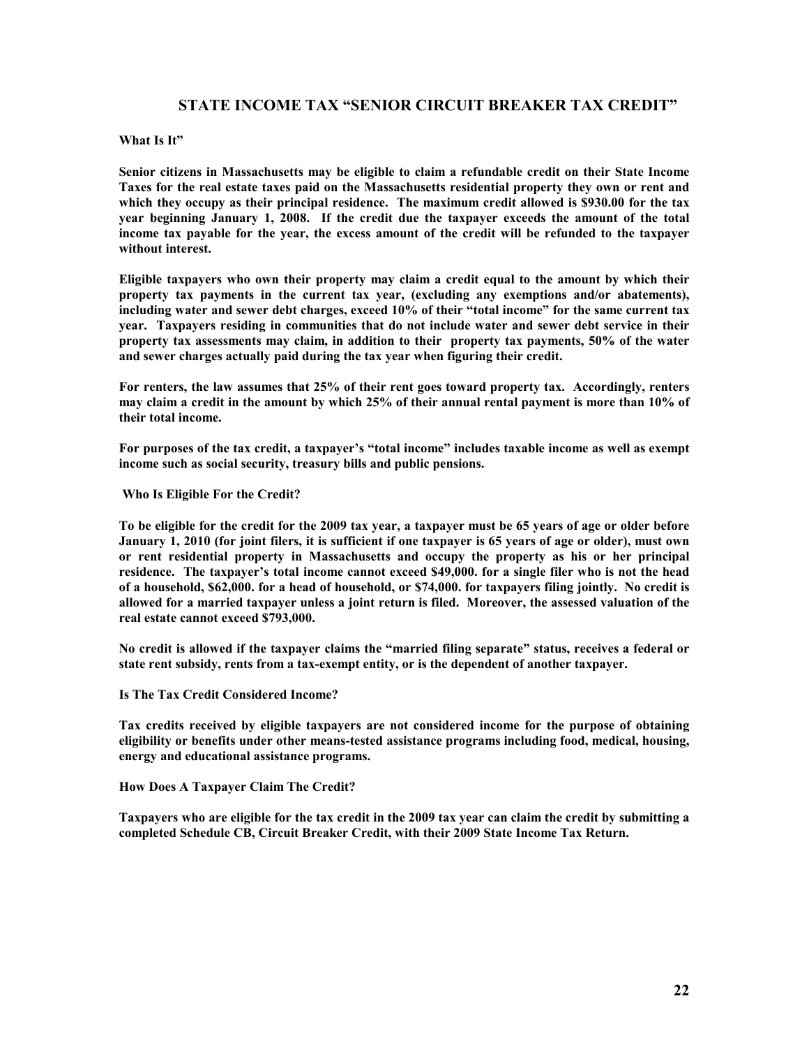## STATE INCOME TAX “SENIOR CIRCUIT BREAKER TAX CREDIT”

**What Is It”**

**Senior citizens in Massachusetts may be eligible to claim a refundable credit on their State Income Taxes for the real estate taxes paid on the Massachusetts residential property they own or rent and which they occupy as their principal residence. The maximum credit allowed is $930.00 for the tax year beginning January 1, 2008. If the credit due the taxpayer exceeds the amount of the total income tax payable for the year, the excess amount of the credit will be refunded to the taxpayer without interest.**

**Eligible taxpayers who own their property may claim a credit equal to the amount by which their property tax payments in the current tax year, (excluding any exemptions and/or abatements), including water and sewer debt charges, exceed 10% of their “total income” for the same current tax year. Taxpayers residing in communities that do not include water and sewer debt service in their property tax assessments may claim, in addition to their property tax payments, 50% of the water and sewer charges actually paid during the tax year when figuring their credit.**

**For renters, the law assumes that 25% of their rent goes toward property tax. Accordingly, renters may claim a credit in the amount by which 25% of their annual rental payment is more than 10% of their total income.**

**For purposes of the tax credit, a taxpayer’s “total income” includes taxable income as well as exempt income such as social security, treasury bills and public pensions.**

**Who Is Eligible For the Credit?**

**To be eligible for the credit for the 2009 tax year, a taxpayer must be 65 years of age or older before January 1, 2010 (for joint filers, it is sufficient if one taxpayer is 65 years of age or older), must own or rent residential property in Massachusetts and occupy the property as his or her principal residence. The taxpayer’s total income cannot exceed $49,000. for a single filer who is not the head of a household, $62,000. for a head of household, or $74,000. for taxpayers filing jointly. No credit is allowed for a married taxpayer unless a joint return is filed. Moreover, the assessed valuation of the real estate cannot exceed $793,000.**

**No credit is allowed if the taxpayer claims the “married filing separate” status, receives a federal or state rent subsidy, rents from a tax-exempt entity, or is the dependent of another taxpayer.**

**Is The Tax Credit Considered Income?**

**Tax credits received by eligible taxpayers are not considered income for the purpose of obtaining eligibility or benefits under other means-tested assistance programs including food, medical, housing, energy and educational assistance programs.**

**How Does A Taxpayer Claim The Credit?**

**Taxpayers who are eligible for the tax credit in the 2009 tax year can claim the credit by submitting a completed Schedule CB, Circuit Breaker Credit, with their 2009 State Income Tax Return.**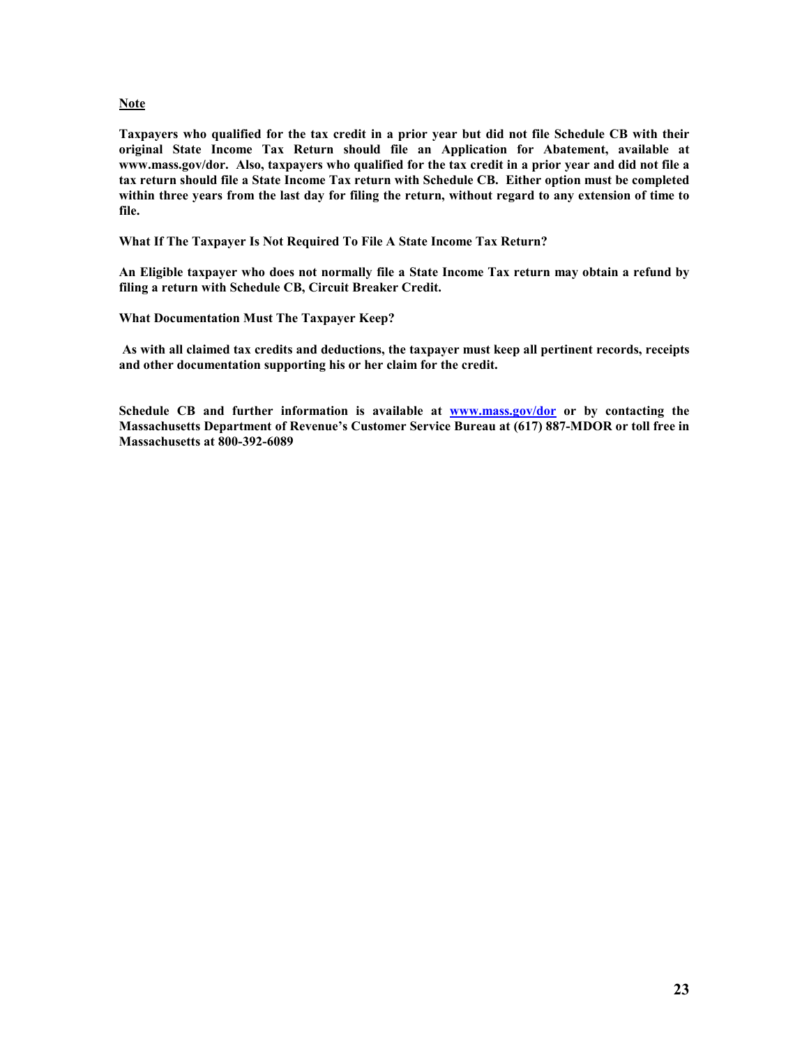**Note**

**Taxpayers who qualified for the tax credit in a prior year but did not file Schedule CB with their original State Income Tax Return should file an Application for Abatement, available at www.mass.gov/dor. Also, taxpayers who qualified for the tax credit in a prior year and did not file a tax return should file a State Income Tax return with Schedule CB. Either option must be completed within three years from the last day for filing the return, without regard to any extension of time to file.**

**What If The Taxpayer Is Not Required To File A State Income Tax Return?**

**An Eligible taxpayer who does not normally file a State Income Tax return may obtain a refund by filing a return with Schedule CB, Circuit Breaker Credit.**

**What Documentation Must The Taxpayer Keep?**

**As with all claimed tax credits and deductions, the taxpayer must keep all pertinent records, receipts and other documentation supporting his or her claim for the credit.**

**Schedule CB and further information is available at [www.mass.gov/dor](http://www.mass.gov/dor) or by contacting the Massachusetts Department of Revenue's Customer Service Bureau at (617) 887-MDOR or toll free in Massachusetts at 800-392-6089**